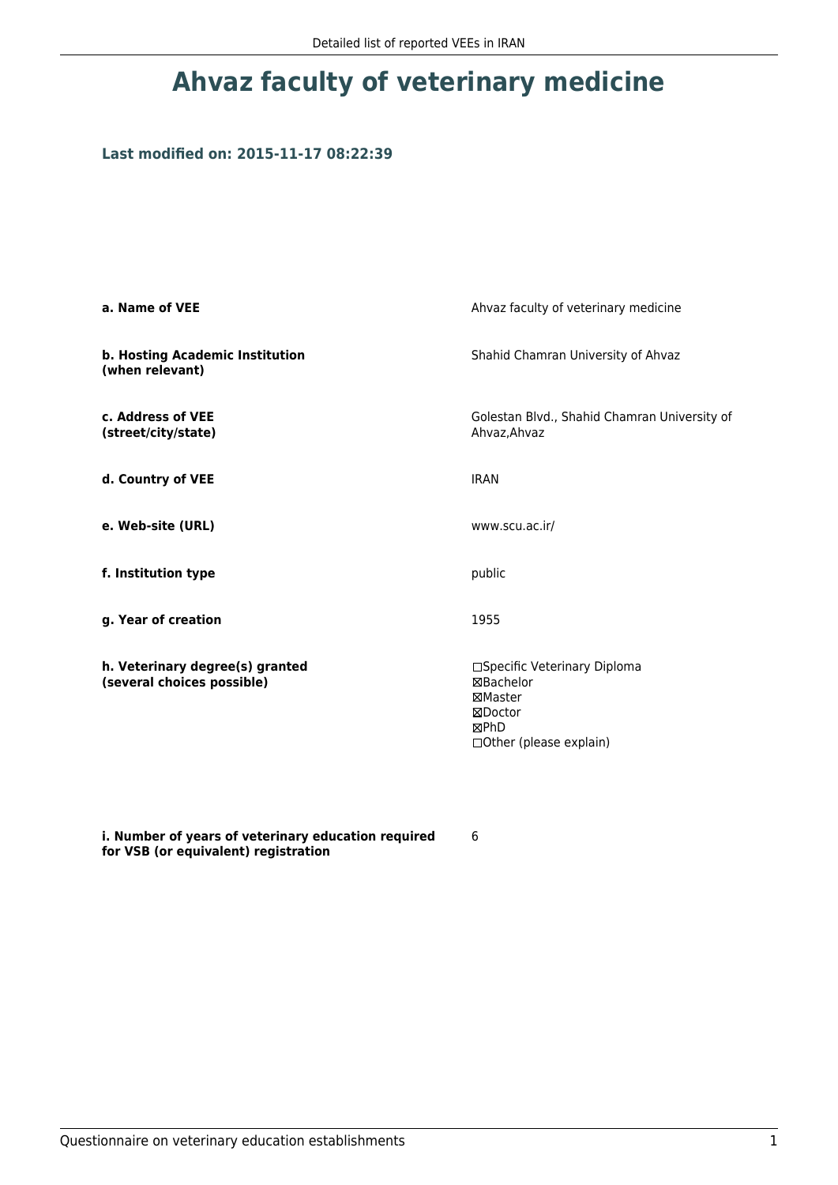# Ahvaz faculty of veterinary medicine

### Last modified on: 2015-11-17 08:22:39

| | |
|---|---|
| **a. Name of VEE** | Ahvaz faculty of veterinary medicine |
| **b. Hosting Academic Institution (when relevant)** | Shahid Chamran University of Ahvaz |
| **c. Address of VEE (street/city/state)** | Golestan Blvd., Shahid Chamran University of Ahvaz,Ahvaz |
| **d. Country of VEE** | IRAN |
| **e. Web-site (URL)** | www.scu.ac.ir/ |
| **f. Institution type** | public |
| **g. Year of creation** | 1955 |
| **h. Veterinary degree(s) granted (several choices possible)** | ☐Specific Veterinary Diploma<br>☒Bachelor<br>☒Master<br>☒Doctor<br>☒PhD<br>☐Other (please explain) |
| **i. Number of years of veterinary education required for VSB (or equivalent) registration** | 6 |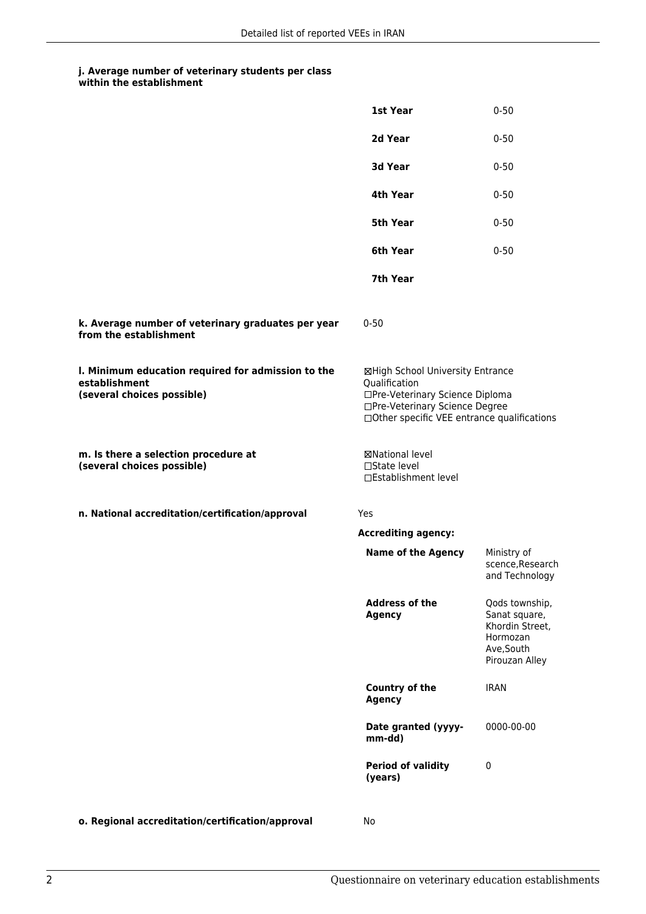**j. Average number of veterinary students per class within the establishment**

| | |
|---|---|
| **1st Year** | 0-50 |
| **2d Year** | 0-50 |
| **3d Year** | 0-50 |
| **4th Year** | 0-50 |
| **5th Year** | 0-50 |
| **6th Year** | 0-50 |
| **7th Year** | |

**k. Average number of veterinary graduates per year from the establishment**

0-50

**l. Minimum education required for admission to the establishment (several choices possible)**

☒High School University Entrance Qualification
☐Pre-Veterinary Science Diploma
☐Pre-Veterinary Science Degree
☐Other specific VEE entrance qualifications

**m. Is there a selection procedure at (several choices possible)**

☒National level
☐State level
☐Establishment level

**n. National accreditation/certification/approval**

Yes

**Accrediting agency:**

| | |
|---|---|
| **Name of the Agency** | Ministry of scence,Research and Technology |
| **Address of the Agency** | Qods township, Sanat square, Khordin Street, Hormozan Ave,South Pirouzan Alley |
| **Country of the Agency** | IRAN |
| **Date granted (yyyy-mm-dd)** | 0000-00-00 |
| **Period of validity (years)** | 0 |

**o. Regional accreditation/certification/approval**

No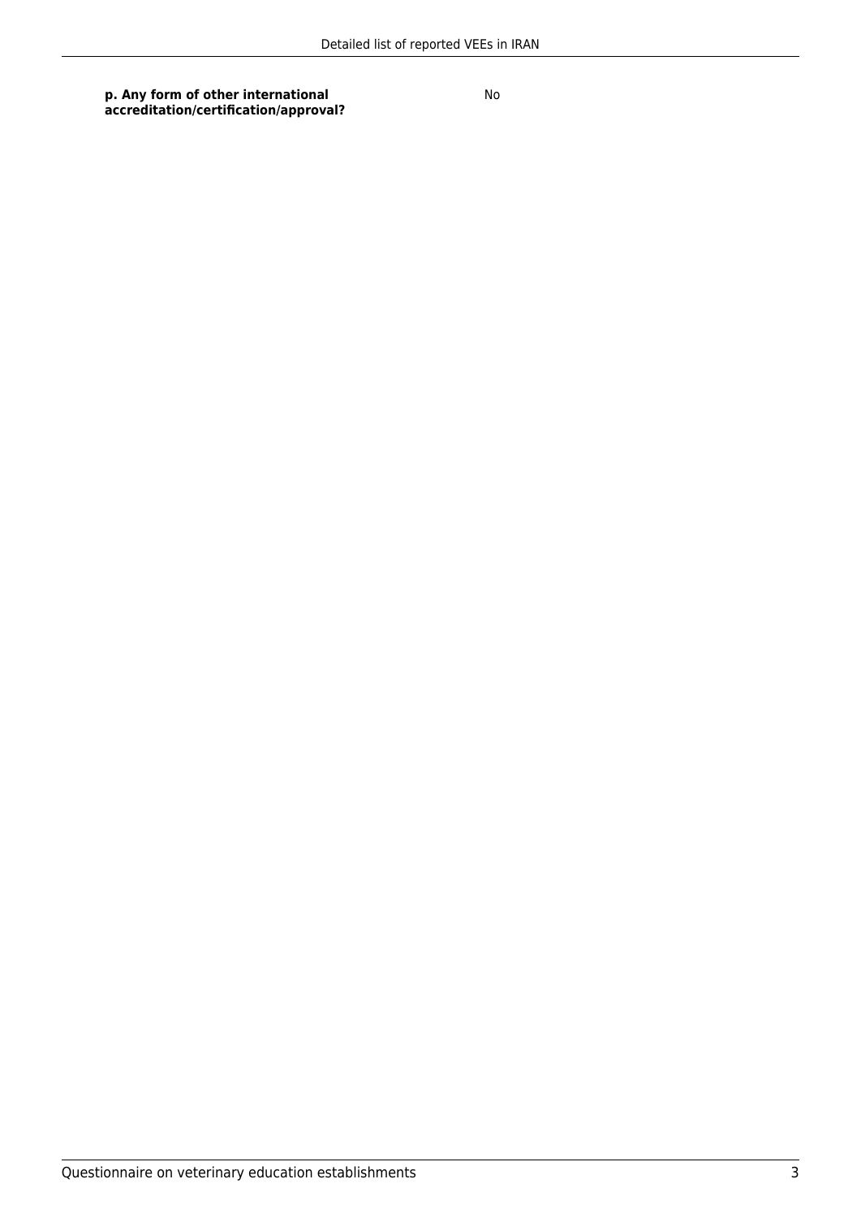| | |
|---|---|
| **p. Any form of other international accreditation/certification/approval?** | No |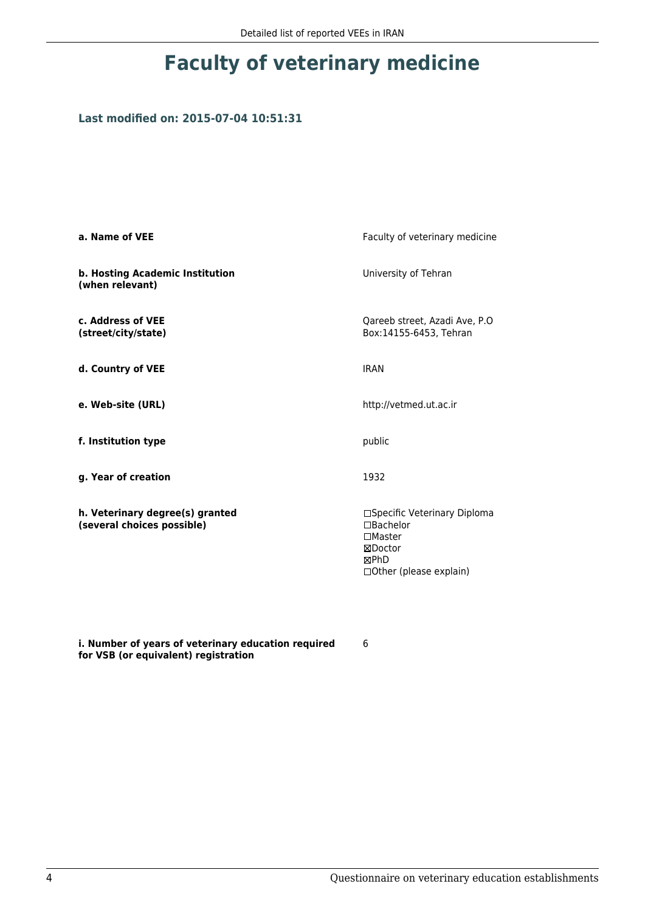# Faculty of veterinary medicine

### Last modified on: 2015-07-04 10:51:31

| | |
|---|---|
| **a. Name of VEE** | Faculty of veterinary medicine |
| **b. Hosting Academic Institution (when relevant)** | University of Tehran |
| **c. Address of VEE (street/city/state)** | Qareeb street, Azadi Ave, P.O Box:14155-6453, Tehran |
| **d. Country of VEE** | IRAN |
| **e. Web-site (URL)** | http://vetmed.ut.ac.ir |
| **f. Institution type** | public |
| **g. Year of creation** | 1932 |
| **h. Veterinary degree(s) granted (several choices possible)** | ☐Specific Veterinary Diploma<br>☐Bachelor<br>☐Master<br>☒Doctor<br>☒PhD<br>☐Other (please explain) |
| **i. Number of years of veterinary education required for VSB (or equivalent) registration** | 6 |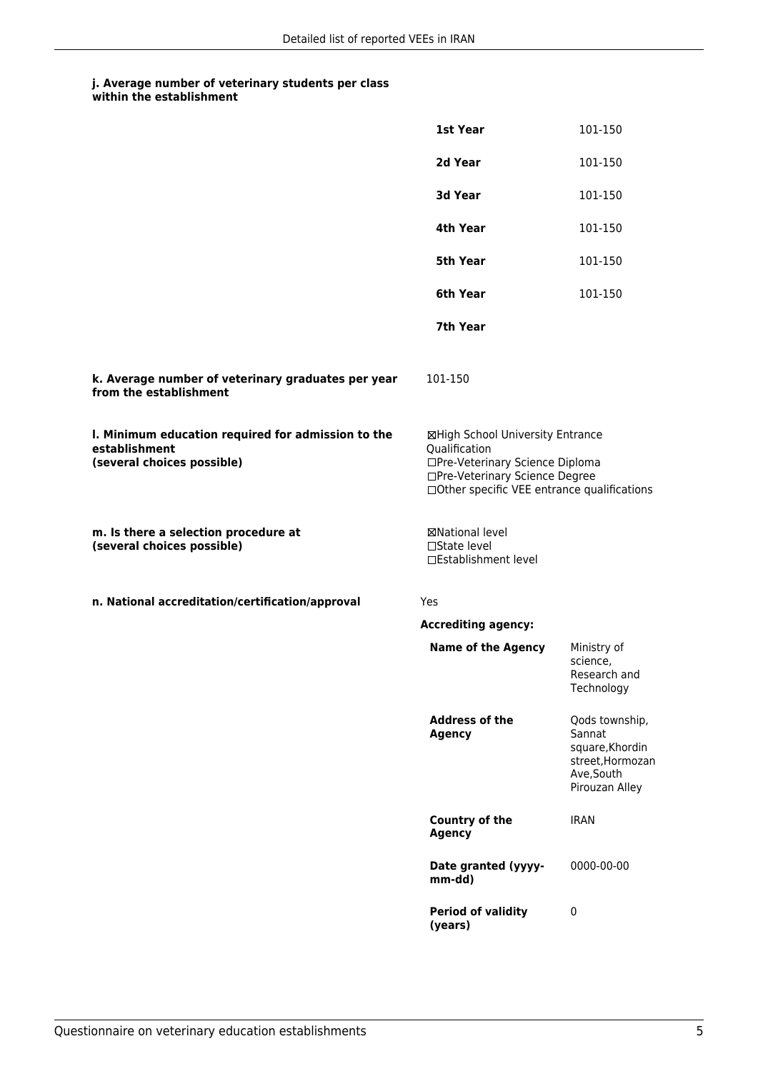**j. Average number of veterinary students per class within the establishment**

| | |
|---|---|
| **1st Year** | 101-150 |
| **2d Year** | 101-150 |
| **3d Year** | 101-150 |
| **4th Year** | 101-150 |
| **5th Year** | 101-150 |
| **6th Year** | 101-150 |
| **7th Year** | |

**k. Average number of veterinary graduates per year from the establishment**

101-150

**l. Minimum education required for admission to the establishment (several choices possible)**

☒High School University Entrance Qualification
☐Pre-Veterinary Science Diploma
☐Pre-Veterinary Science Degree
☐Other specific VEE entrance qualifications

**m. Is there a selection procedure at (several choices possible)**

☒National level
☐State level
☐Establishment level

**n. National accreditation/certification/approval**

Yes

**Accrediting agency:**

| | |
|---|---|
| **Name of the Agency** | Ministry of science, Research and Technology |
| **Address of the Agency** | Qods township, Sannat square,Khordin street,Hormozan Ave,South Pirouzan Alley |
| **Country of the Agency** | IRAN |
| **Date granted (yyyy-mm-dd)** | 0000-00-00 |
| **Period of validity (years)** | 0 |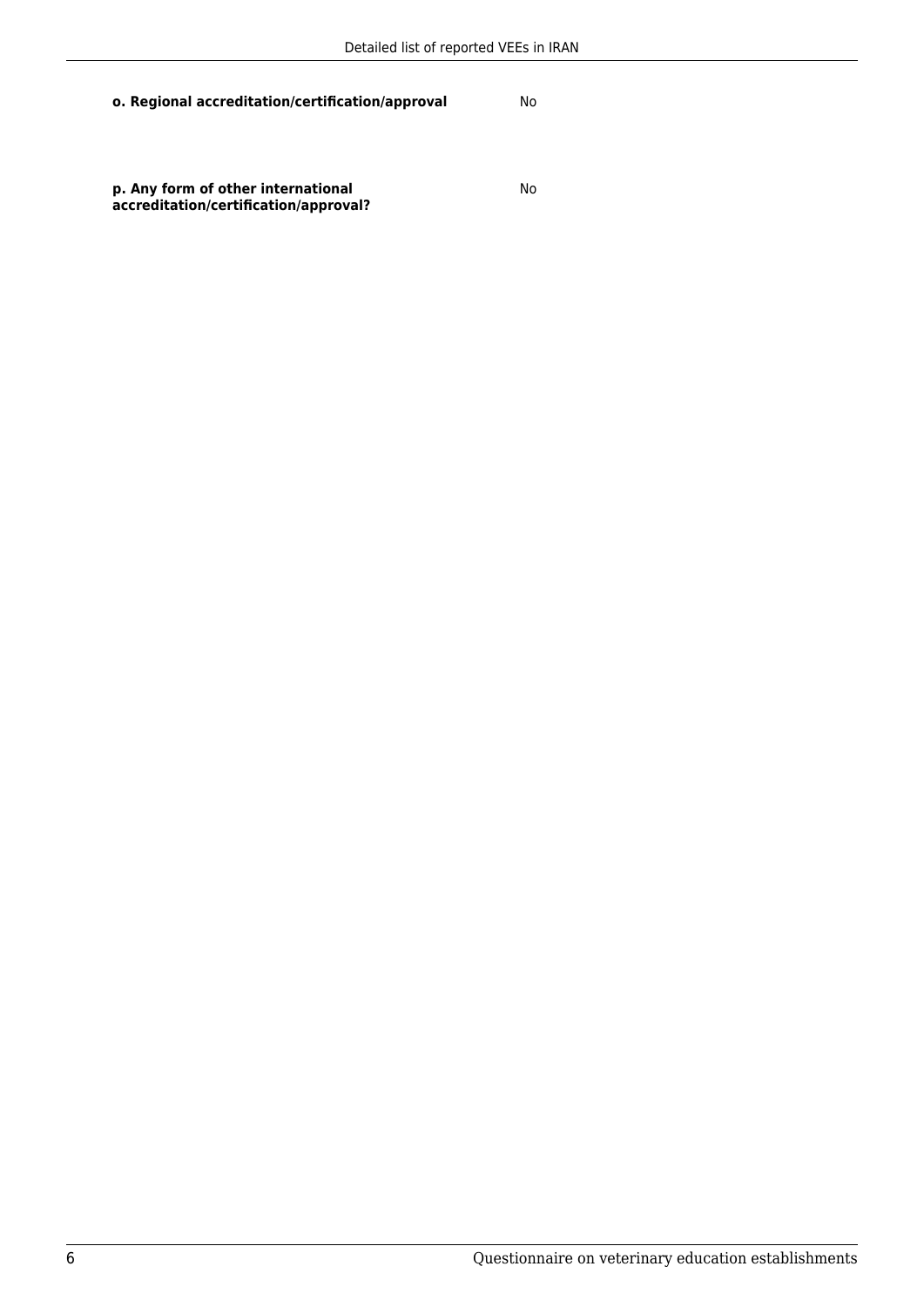| | |
|---|---|
| **o. Regional accreditation/certification/approval** | No |
| **p. Any form of other international accreditation/certification/approval?** | No |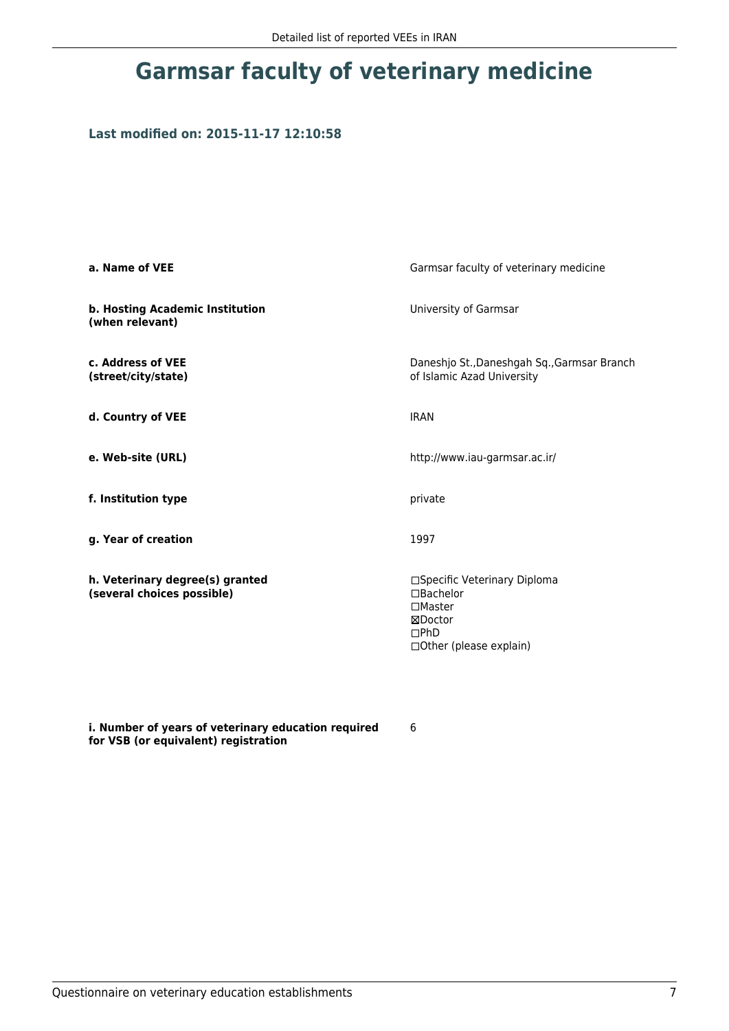# Garmsar faculty of veterinary medicine

**Last modified on: 2015-11-17 12:10:58**

| | |
|---|---|
| **a. Name of VEE** | Garmsar faculty of veterinary medicine |
| **b. Hosting Academic Institution (when relevant)** | University of Garmsar |
| **c. Address of VEE (street/city/state)** | Daneshjo St.,Daneshgah Sq.,Garmsar Branch of Islamic Azad University |
| **d. Country of VEE** | IRAN |
| **e. Web-site (URL)** | http://www.iau-garmsar.ac.ir/ |
| **f. Institution type** | private |
| **g. Year of creation** | 1997 |
| **h. Veterinary degree(s) granted (several choices possible)** | ☐Specific Veterinary Diploma<br>☐Bachelor<br>☐Master<br>☒Doctor<br>☐PhD<br>☐Other (please explain) |
| **i. Number of years of veterinary education required for VSB (or equivalent) registration** | 6 |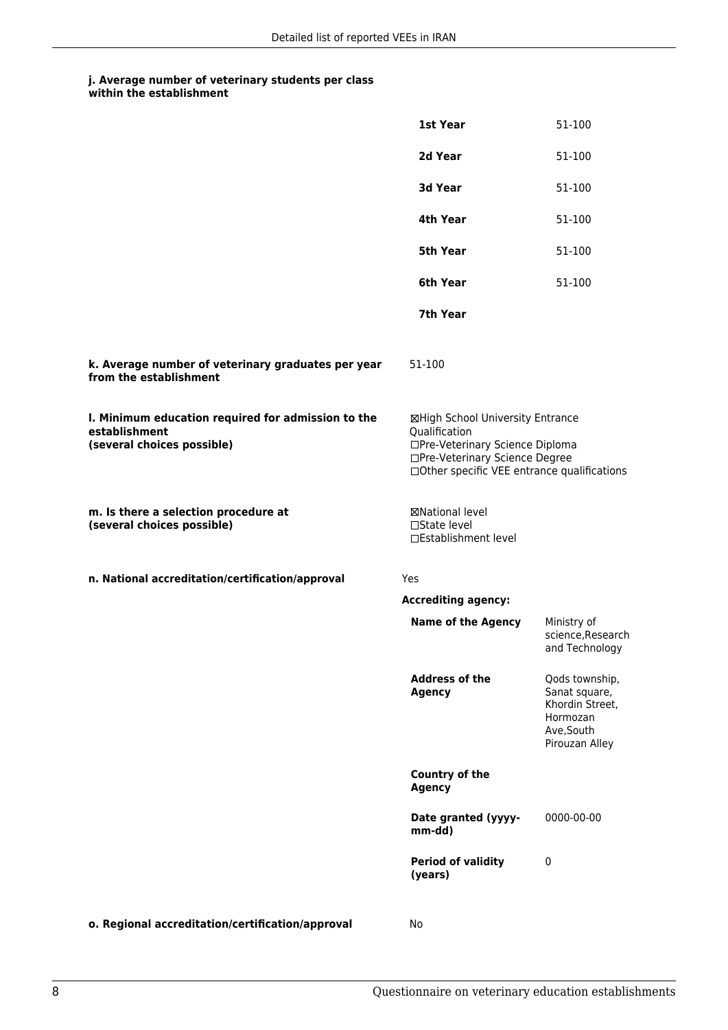**j. Average number of veterinary students per class within the establishment**

| | |
|---|---|
| **1st Year** | 51-100 |
| **2d Year** | 51-100 |
| **3d Year** | 51-100 |
| **4th Year** | 51-100 |
| **5th Year** | 51-100 |
| **6th Year** | 51-100 |
| **7th Year** | |

**k. Average number of veterinary graduates per year from the establishment**

51-100

**l. Minimum education required for admission to the establishment (several choices possible)**

☒High School University Entrance Qualification
☐Pre-Veterinary Science Diploma
☐Pre-Veterinary Science Degree
☐Other specific VEE entrance qualifications

**m. Is there a selection procedure at (several choices possible)**

☒National level
☐State level
☐Establishment level

**n. National accreditation/certification/approval**

Yes

**Accrediting agency:**

| | |
|---|---|
| **Name of the Agency** | Ministry of science,Research and Technology |
| **Address of the Agency** | Qods township, Sanat square, Khordin Street, Hormozan Ave,South Pirouzan Alley |
| **Country of the Agency** | |
| **Date granted (yyyy-mm-dd)** | 0000-00-00 |
| **Period of validity (years)** | 0 |

**o. Regional accreditation/certification/approval**

No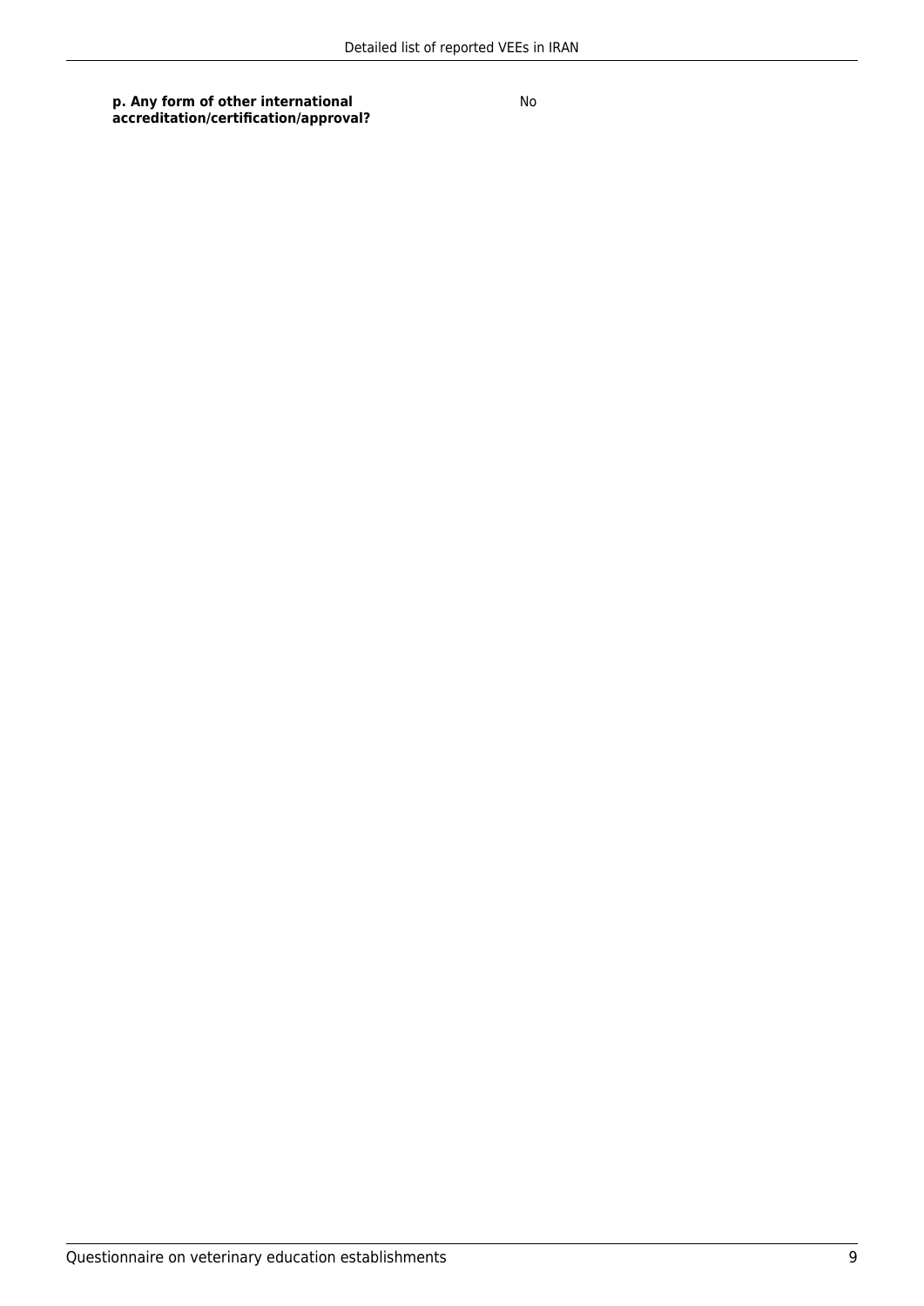| | |
|---|---|
| **p. Any form of other international accreditation/certification/approval?** | No |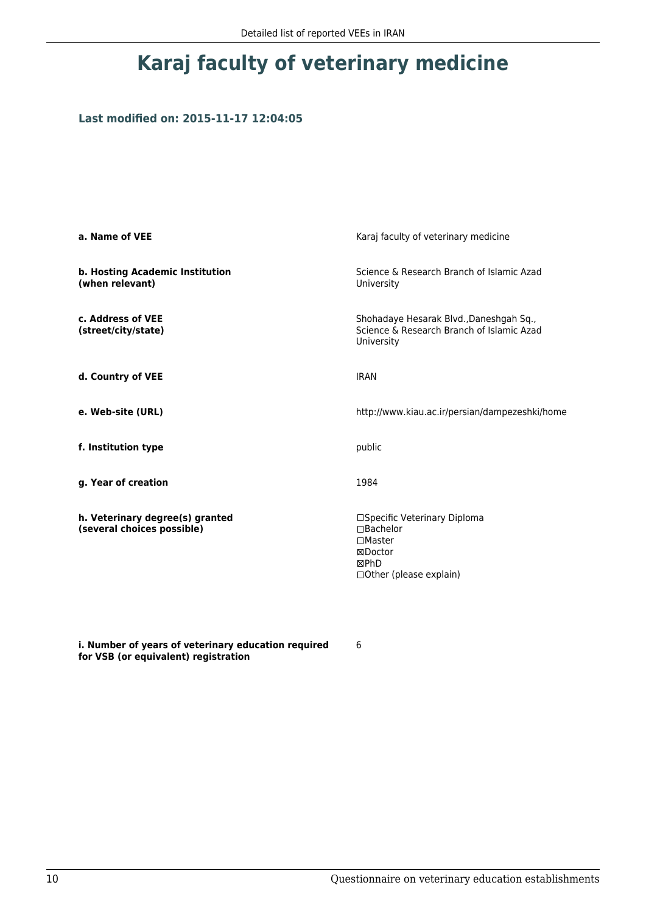# Karaj faculty of veterinary medicine

**Last modified on: 2015-11-17 12:04:05**

| | |
|---|---|
| **a. Name of VEE** | Karaj faculty of veterinary medicine |
| **b. Hosting Academic Institution (when relevant)** | Science & Research Branch of Islamic Azad University |
| **c. Address of VEE (street/city/state)** | Shohadaye Hesarak Blvd.,Daneshgah Sq., Science & Research Branch of Islamic Azad University |
| **d. Country of VEE** | IRAN |
| **e. Web-site (URL)** | http://www.kiau.ac.ir/persian/dampezeshki/home |
| **f. Institution type** | public |
| **g. Year of creation** | 1984 |
| **h. Veterinary degree(s) granted (several choices possible)** | ☐Specific Veterinary Diploma<br>☐Bachelor<br>☐Master<br>☒Doctor<br>☒PhD<br>☐Other (please explain) |
| **i. Number of years of veterinary education required for VSB (or equivalent) registration** | 6 |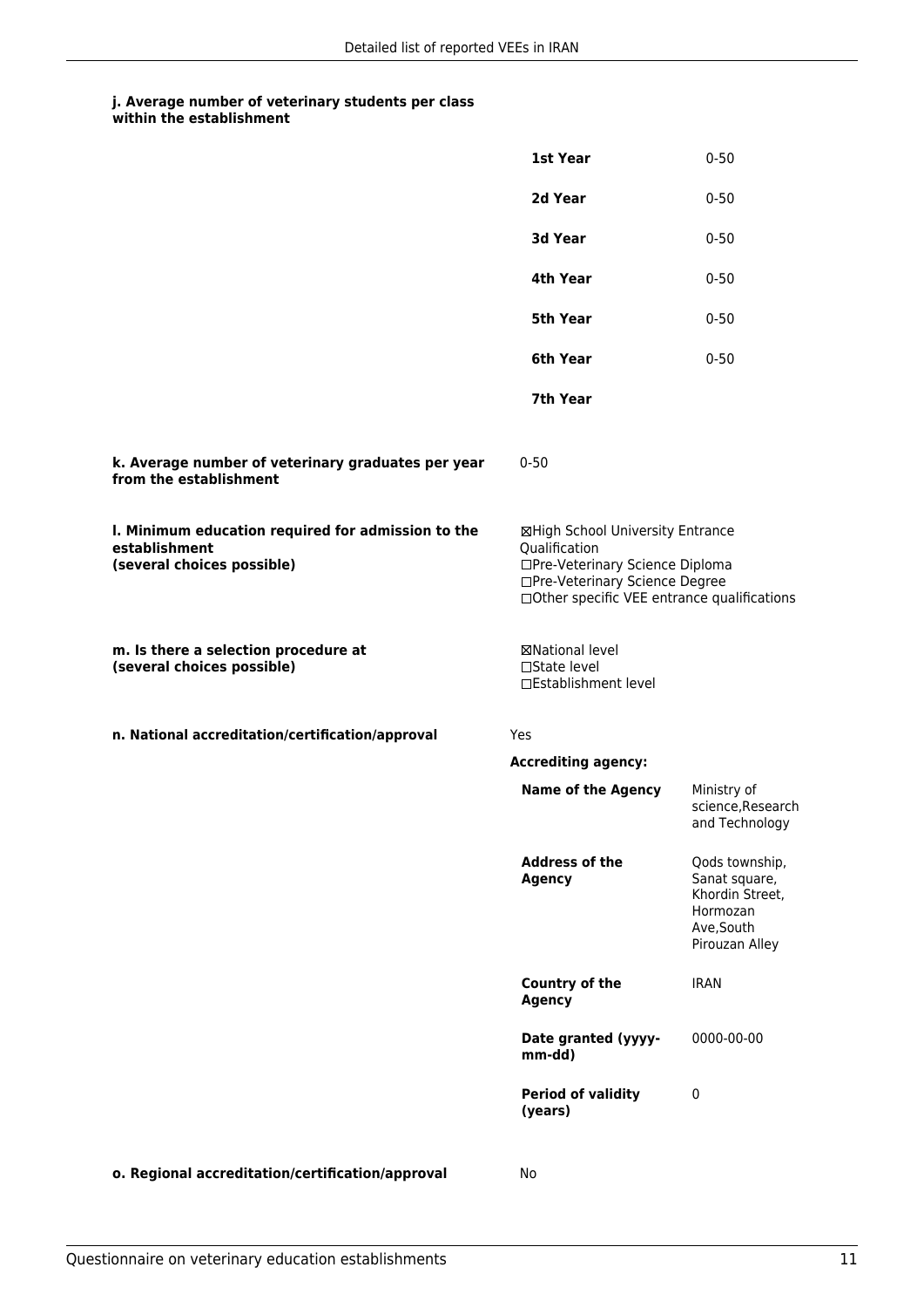**j. Average number of veterinary students per class within the establishment**

| | |
|---|---|
| **1st Year** | 0-50 |
| **2d Year** | 0-50 |
| **3d Year** | 0-50 |
| **4th Year** | 0-50 |
| **5th Year** | 0-50 |
| **6th Year** | 0-50 |
| **7th Year** | |

**k. Average number of veterinary graduates per year from the establishment**

0-50

**l. Minimum education required for admission to the establishment (several choices possible)**

☒High School University Entrance Qualification
☐Pre-Veterinary Science Diploma
☐Pre-Veterinary Science Degree
☐Other specific VEE entrance qualifications

**m. Is there a selection procedure at (several choices possible)**

☒National level
☐State level
☐Establishment level

**n. National accreditation/certification/approval**

Yes

**Accrediting agency:**

| | |
|---|---|
| **Name of the Agency** | Ministry of science,Research and Technology |
| **Address of the Agency** | Qods township, Sanat square, Khordin Street, Hormozan Ave,South Pirouzan Alley |
| **Country of the Agency** | IRAN |
| **Date granted (yyyy-mm-dd)** | 0000-00-00 |
| **Period of validity (years)** | 0 |

**o. Regional accreditation/certification/approval**

No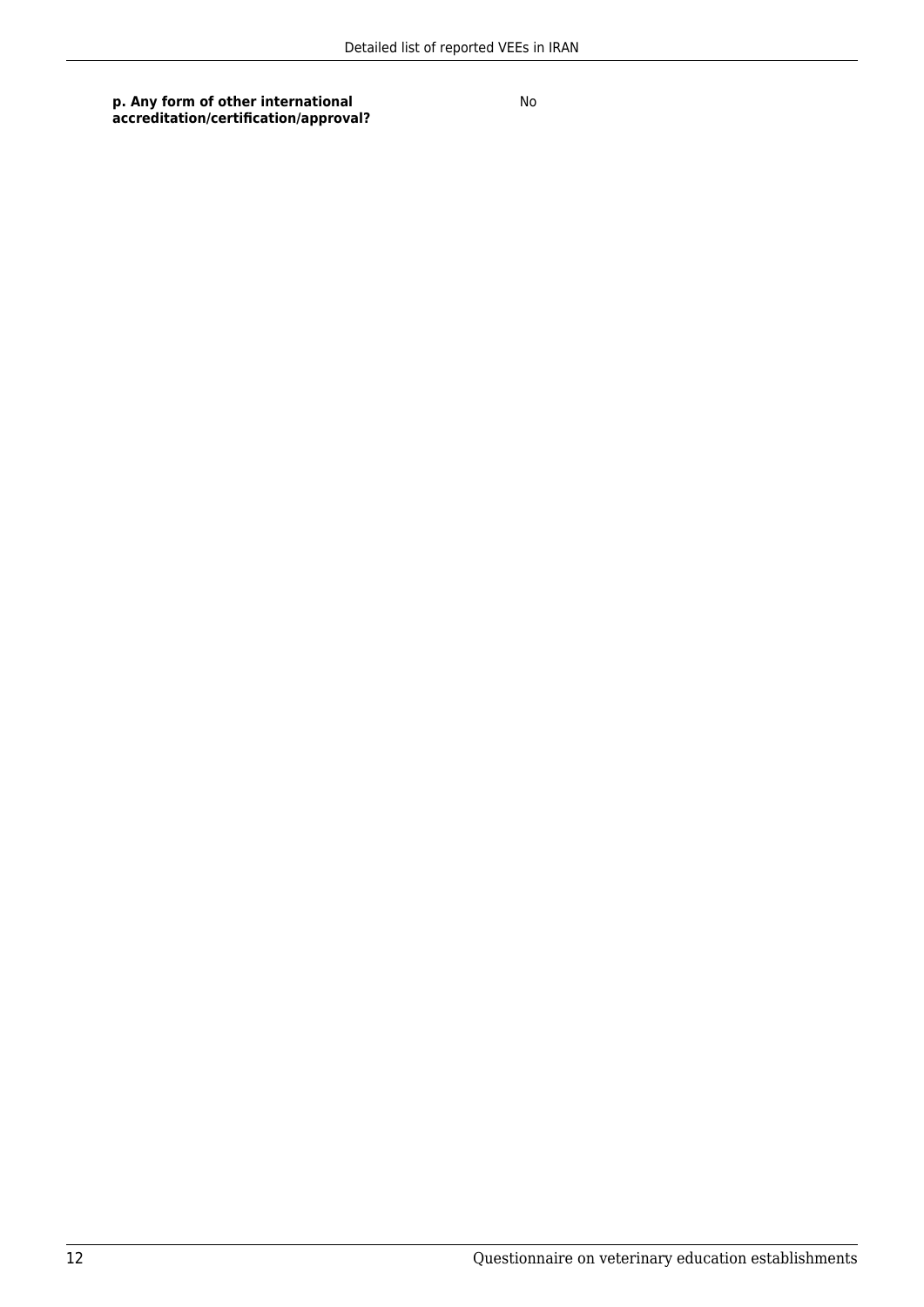| | |
|---|---|
| **p. Any form of other international accreditation/certification/approval?** | No |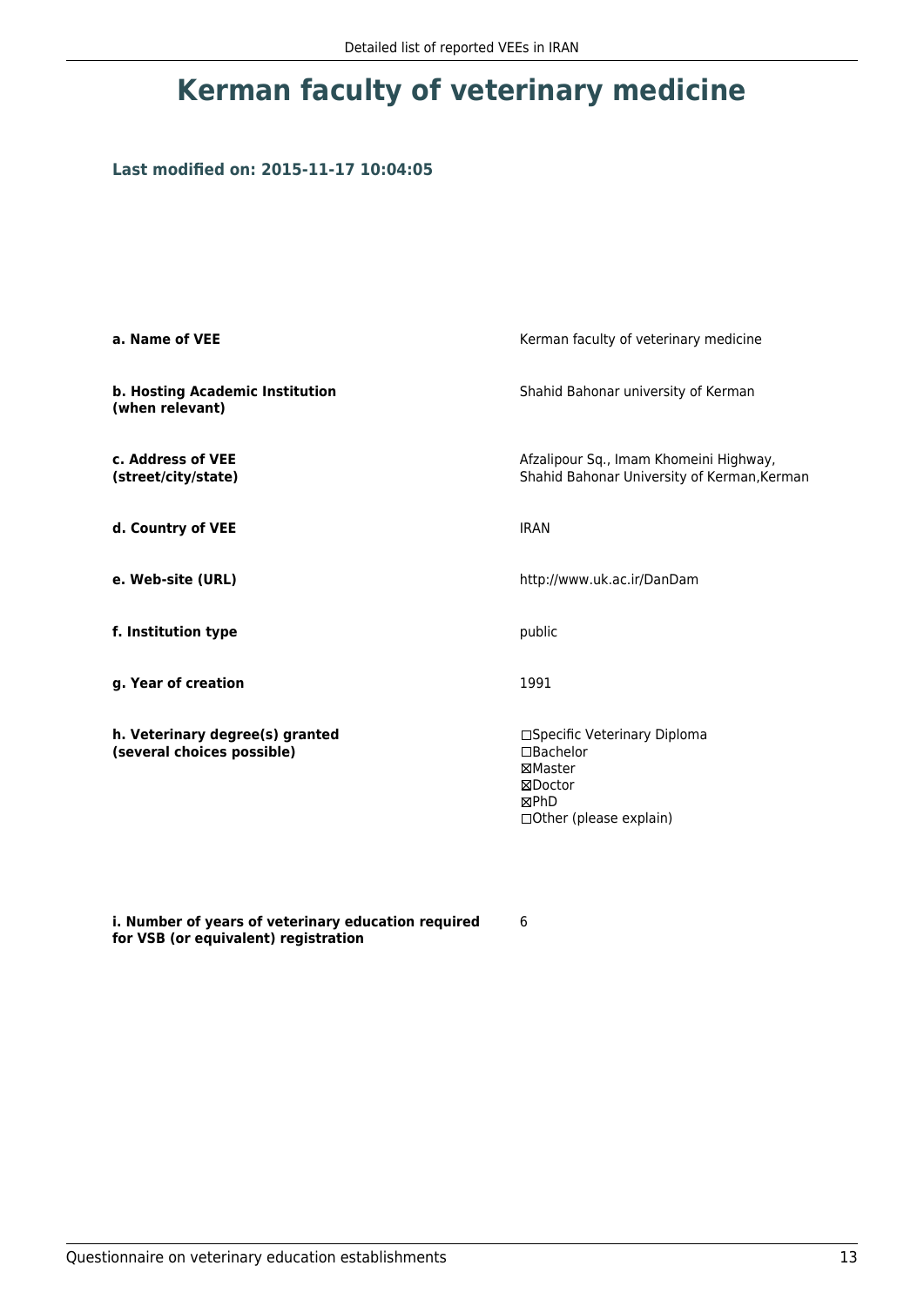# Kerman faculty of veterinary medicine

### Last modified on: 2015-11-17 10:04:05

| | |
|---|---|
| **a. Name of VEE** | Kerman faculty of veterinary medicine |
| **b. Hosting Academic Institution (when relevant)** | Shahid Bahonar university of Kerman |
| **c. Address of VEE (street/city/state)** | Afzalipour Sq., Imam Khomeini Highway, Shahid Bahonar University of Kerman,Kerman |
| **d. Country of VEE** | IRAN |
| **e. Web-site (URL)** | http://www.uk.ac.ir/DanDam |
| **f. Institution type** | public |
| **g. Year of creation** | 1991 |
| **h. Veterinary degree(s) granted (several choices possible)** | ☐Specific Veterinary Diploma<br>☐Bachelor<br>☒Master<br>☒Doctor<br>☒PhD<br>☐Other (please explain) |
| **i. Number of years of veterinary education required for VSB (or equivalent) registration** | 6 |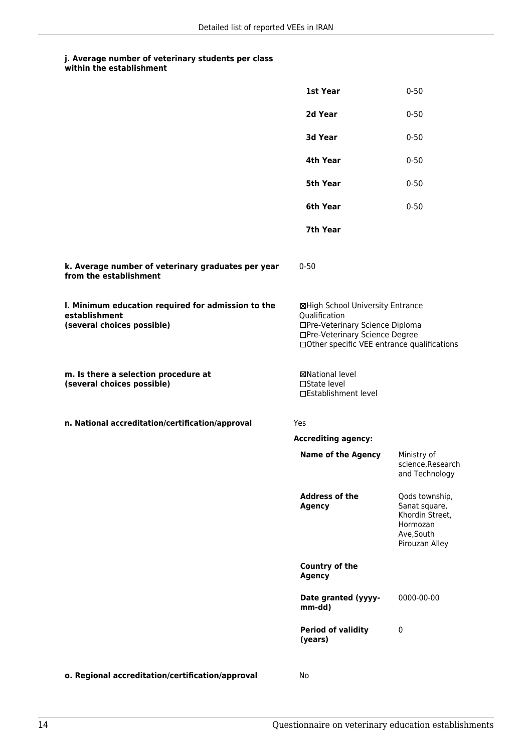#### j. Average number of veterinary students per class within the establishment

| | |
|---|---|
| **1st Year** | 0-50 |
| **2d Year** | 0-50 |
| **3d Year** | 0-50 |
| **4th Year** | 0-50 |
| **5th Year** | 0-50 |
| **6th Year** | 0-50 |
| **7th Year** | |

**k. Average number of veterinary graduates per year from the establishment**

0-50

**l. Minimum education required for admission to the establishment (several choices possible)**

☒High School University Entrance Qualification
☐Pre-Veterinary Science Diploma
☐Pre-Veterinary Science Degree
☐Other specific VEE entrance qualifications

**m. Is there a selection procedure at (several choices possible)**

☒National level
☐State level
☐Establishment level

**n. National accreditation/certification/approval**

Yes

**Accrediting agency:**

| | |
|---|---|
| **Name of the Agency** | Ministry of science,Research and Technology |
| **Address of the Agency** | Qods township, Sanat square, Khordin Street, Hormozan Ave,South Pirouzan Alley |
| **Country of the Agency** | |
| **Date granted (yyyy-mm-dd)** | 0000-00-00 |
| **Period of validity (years)** | 0 |

**o. Regional accreditation/certification/approval**

No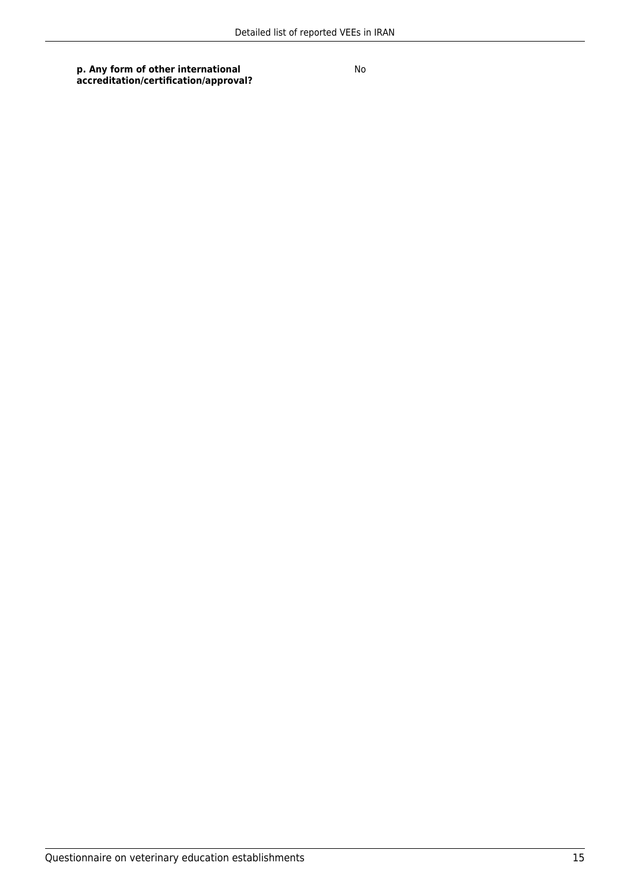| | |
|---|---|
| **p. Any form of other international accreditation/certification/approval?** | No |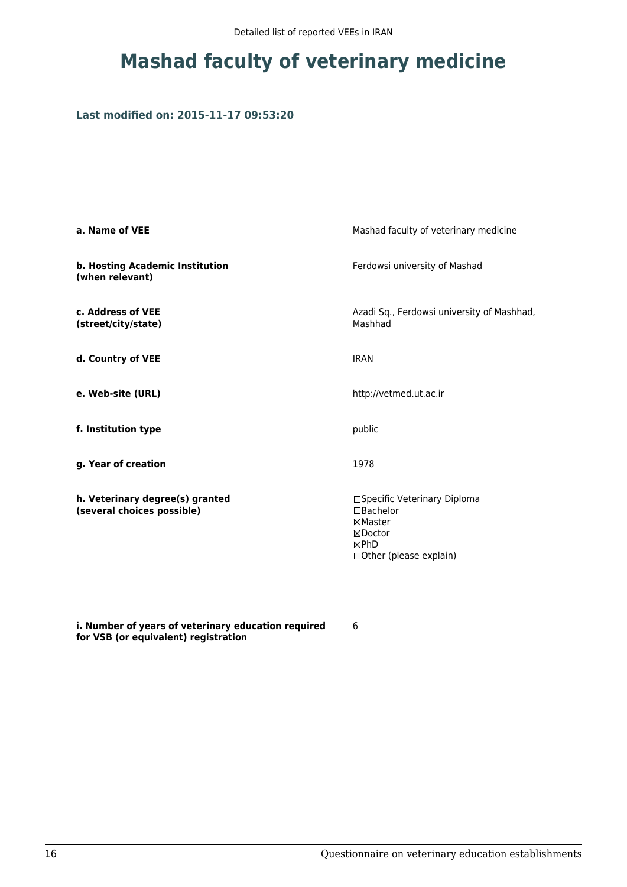# Mashad faculty of veterinary medicine

### Last modified on: 2015-11-17 09:53:20

| | |
|---|---|
| **a. Name of VEE** | Mashad faculty of veterinary medicine |
| **b. Hosting Academic Institution (when relevant)** | Ferdowsi university of Mashad |
| **c. Address of VEE (street/city/state)** | Azadi Sq., Ferdowsi university of Mashhad, Mashhad |
| **d. Country of VEE** | IRAN |
| **e. Web-site (URL)** | http://vetmed.ut.ac.ir |
| **f. Institution type** | public |
| **g. Year of creation** | 1978 |
| **h. Veterinary degree(s) granted (several choices possible)** | ☐Specific Veterinary Diploma<br>☐Bachelor<br>☒Master<br>☒Doctor<br>☒PhD<br>☐Other (please explain) |
| **i. Number of years of veterinary education required for VSB (or equivalent) registration** | 6 |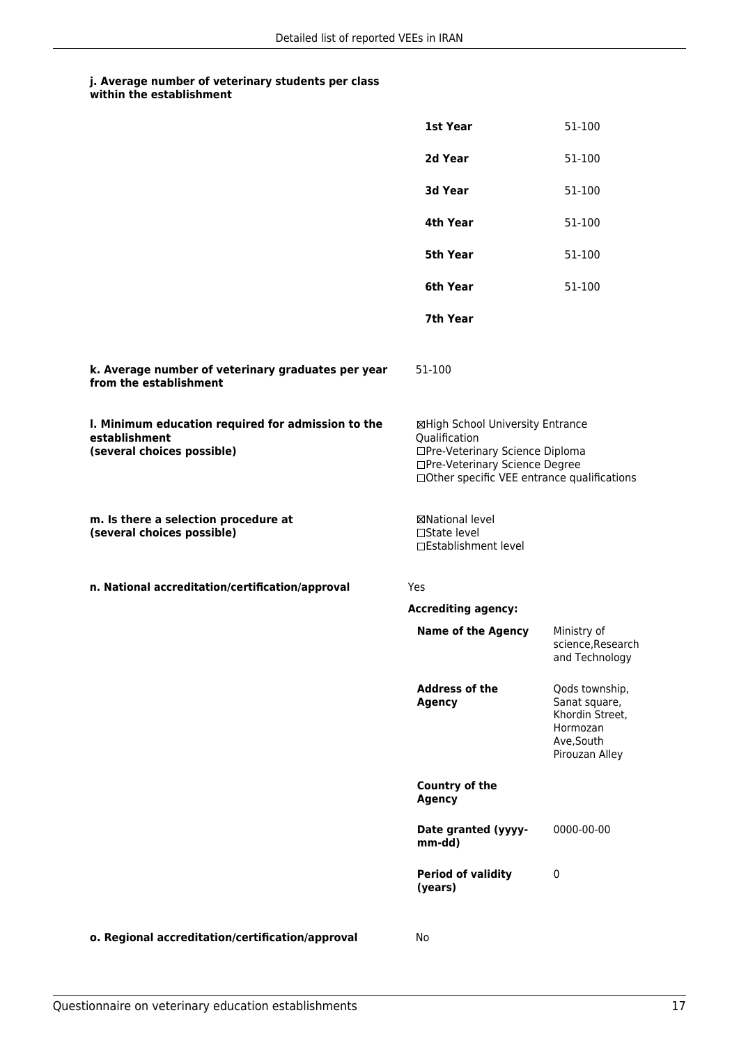**j. Average number of veterinary students per class within the establishment**

| | |
|---|---|
| **1st Year** | 51-100 |
| **2d Year** | 51-100 |
| **3d Year** | 51-100 |
| **4th Year** | 51-100 |
| **5th Year** | 51-100 |
| **6th Year** | 51-100 |
| **7th Year** | |

**k. Average number of veterinary graduates per year from the establishment**

51-100

**l. Minimum education required for admission to the establishment (several choices possible)**

☒High School University Entrance Qualification
☐Pre-Veterinary Science Diploma
☐Pre-Veterinary Science Degree
☐Other specific VEE entrance qualifications

**m. Is there a selection procedure at (several choices possible)**

☒National level
☐State level
☐Establishment level

**n. National accreditation/certification/approval**

Yes

**Accrediting agency:**

| | |
|---|---|
| **Name of the Agency** | Ministry of science,Research and Technology |
| **Address of the Agency** | Qods township, Sanat square, Khordin Street, Hormozan Ave,South Pirouzan Alley |
| **Country of the Agency** | |
| **Date granted (yyyy-mm-dd)** | 0000-00-00 |
| **Period of validity (years)** | 0 |

**o. Regional accreditation/certification/approval**

No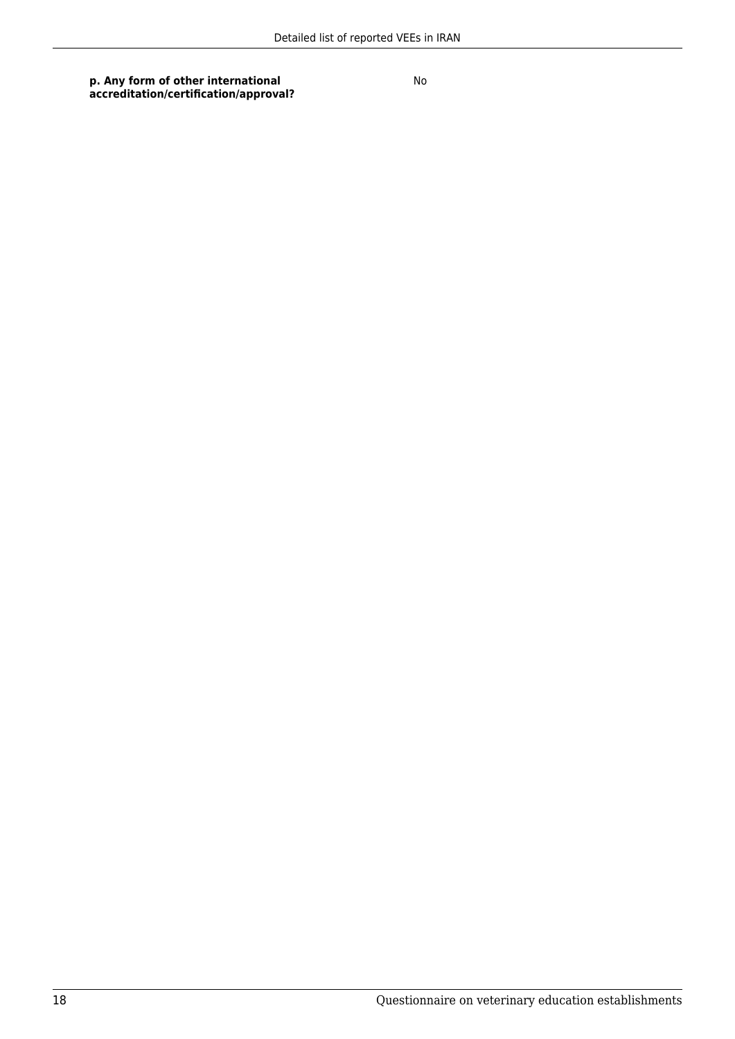| | |
|---|---|
| **p. Any form of other international accreditation/certification/approval?** | No |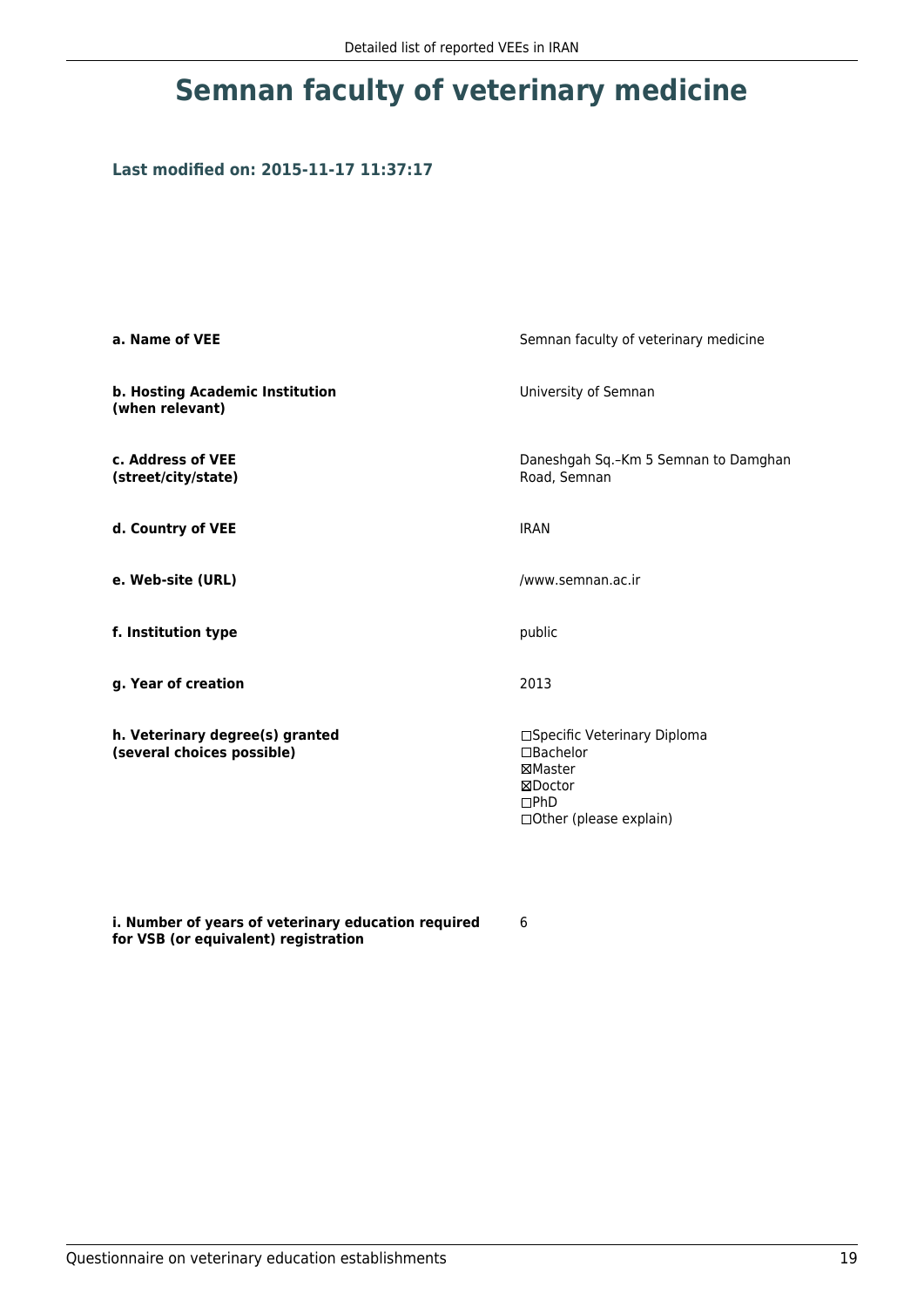# Semnan faculty of veterinary medicine

### Last modified on: 2015-11-17 11:37:17

| | |
|---|---|
| **a. Name of VEE** | Semnan faculty of veterinary medicine |
| **b. Hosting Academic Institution (when relevant)** | University of Semnan |
| **c. Address of VEE (street/city/state)** | Daneshgah Sq.–Km 5 Semnan to Damghan Road, Semnan |
| **d. Country of VEE** | IRAN |
| **e. Web-site (URL)** | /www.semnan.ac.ir |
| **f. Institution type** | public |
| **g. Year of creation** | 2013 |
| **h. Veterinary degree(s) granted (several choices possible)** | ☐Specific Veterinary Diploma<br>☐Bachelor<br>☒Master<br>☒Doctor<br>☐PhD<br>☐Other (please explain) |
| **i. Number of years of veterinary education required for VSB (or equivalent) registration** | 6 |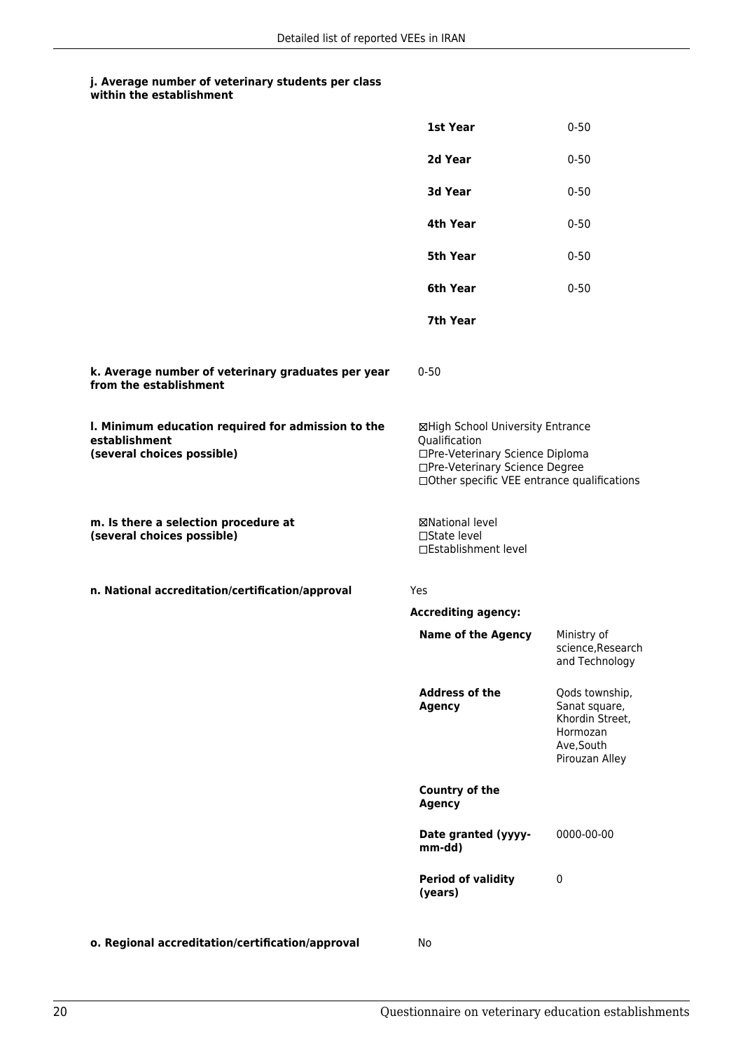**j. Average number of veterinary students per class within the establishment**

| | |
|---|---|
| **1st Year** | 0-50 |
| **2d Year** | 0-50 |
| **3d Year** | 0-50 |
| **4th Year** | 0-50 |
| **5th Year** | 0-50 |
| **6th Year** | 0-50 |
| **7th Year** | |

**k. Average number of veterinary graduates per year from the establishment**

0-50

**l. Minimum education required for admission to the establishment (several choices possible)**

☒High School University Entrance Qualification
☐Pre-Veterinary Science Diploma
☐Pre-Veterinary Science Degree
☐Other specific VEE entrance qualifications

**m. Is there a selection procedure at (several choices possible)**

☒National level
☐State level
☐Establishment level

**n. National accreditation/certification/approval**

Yes

**Accrediting agency:**

| | |
|---|---|
| **Name of the Agency** | Ministry of science,Research and Technology |
| **Address of the Agency** | Qods township, Sanat square, Khordin Street, Hormozan Ave,South Pirouzan Alley |
| **Country of the Agency** | |
| **Date granted (yyyy-mm-dd)** | 0000-00-00 |
| **Period of validity (years)** | 0 |

**o. Regional accreditation/certification/approval**

No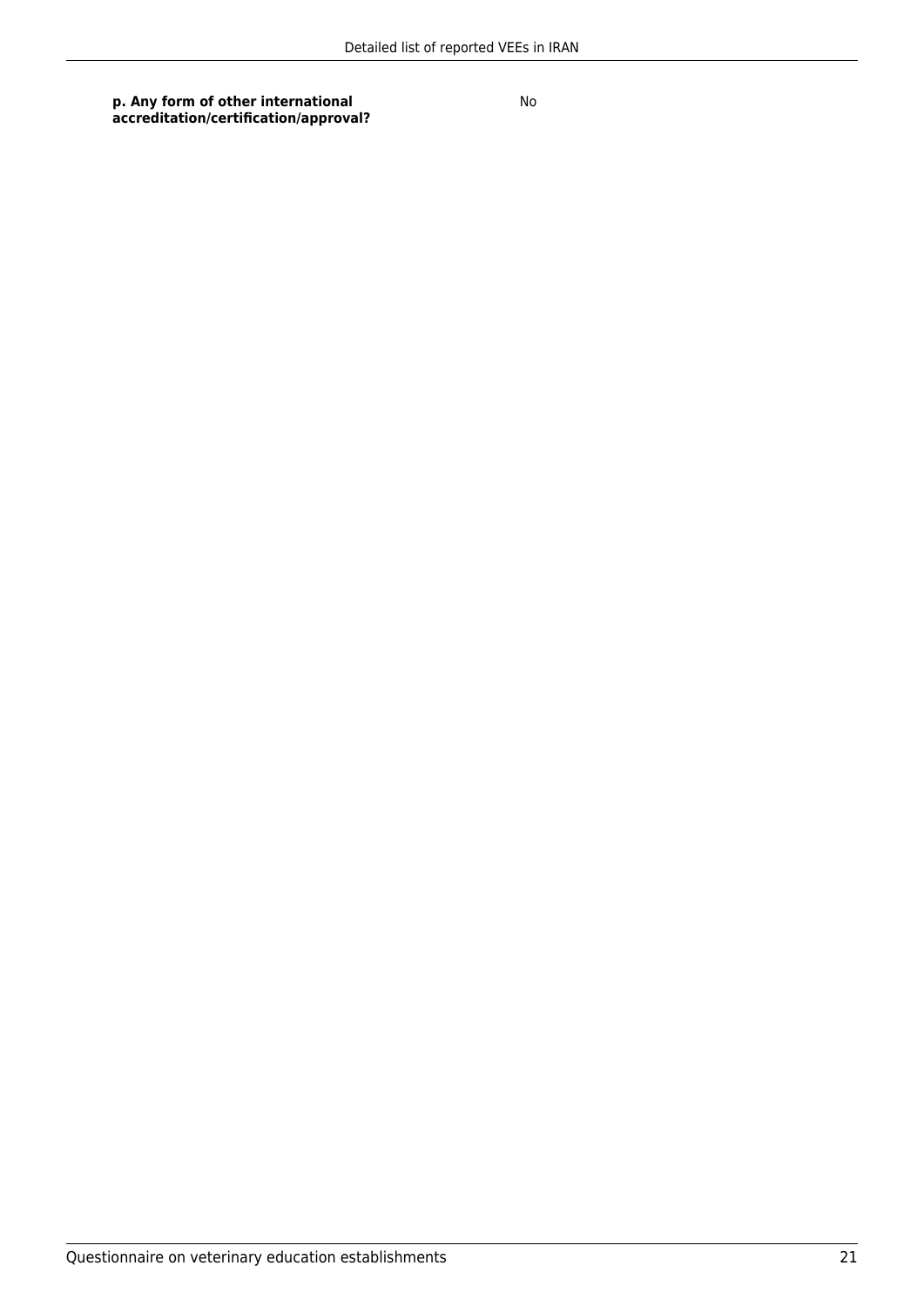| | |
|---|---|
| **p. Any form of other international accreditation/certification/approval?** | No |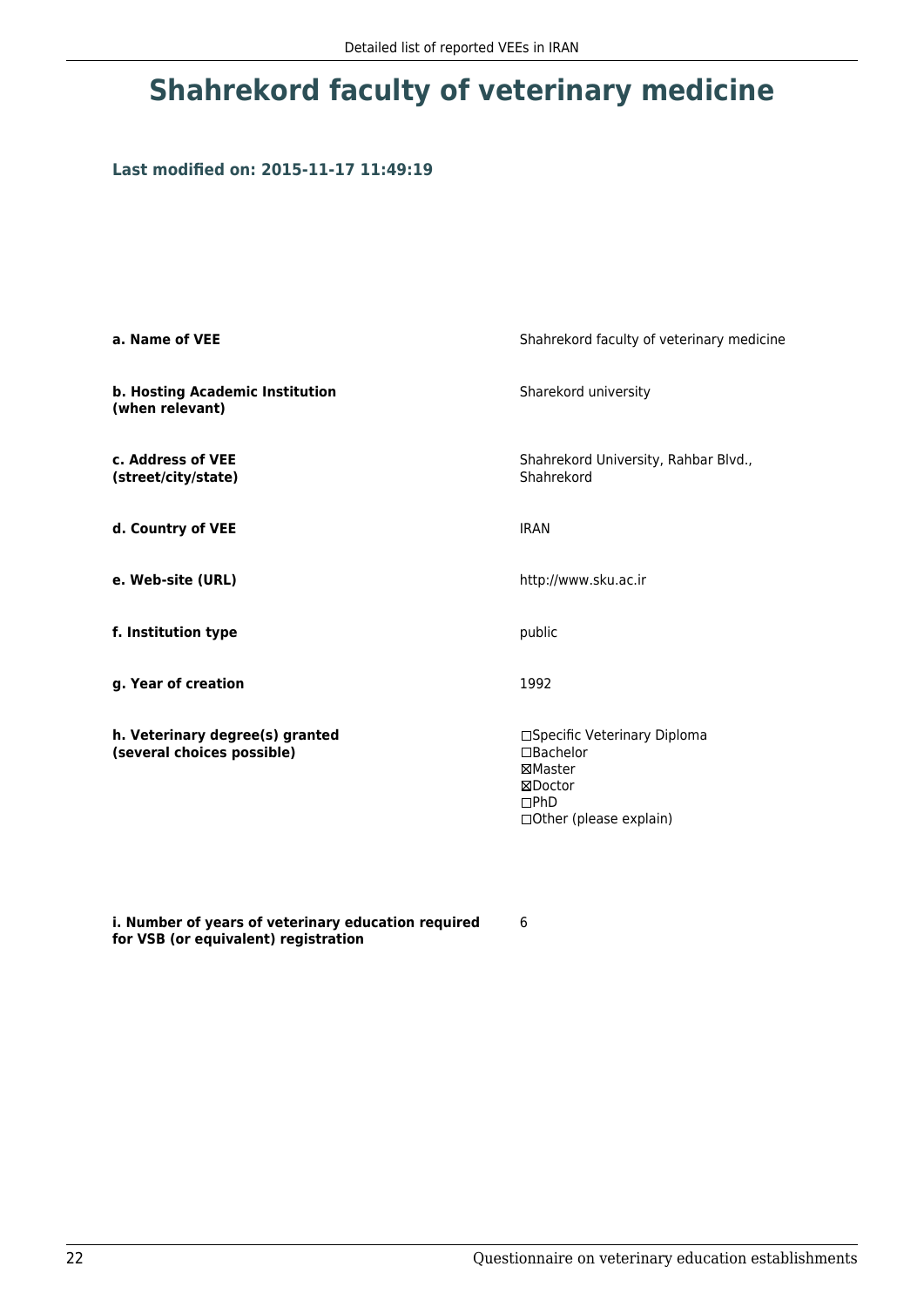# Shahrekord faculty of veterinary medicine

**Last modified on: 2015-11-17 11:49:19**

| | |
|---|---|
| **a. Name of VEE** | Shahrekord faculty of veterinary medicine |
| **b. Hosting Academic Institution (when relevant)** | Sharekord university |
| **c. Address of VEE (street/city/state)** | Shahrekord University, Rahbar Blvd., Shahrekord |
| **d. Country of VEE** | IRAN |
| **e. Web-site (URL)** | http://www.sku.ac.ir |
| **f. Institution type** | public |
| **g. Year of creation** | 1992 |
| **h. Veterinary degree(s) granted (several choices possible)** | ☐Specific Veterinary Diploma<br>☐Bachelor<br>☒Master<br>☒Doctor<br>☐PhD<br>☐Other (please explain) |
| **i. Number of years of veterinary education required for VSB (or equivalent) registration** | 6 |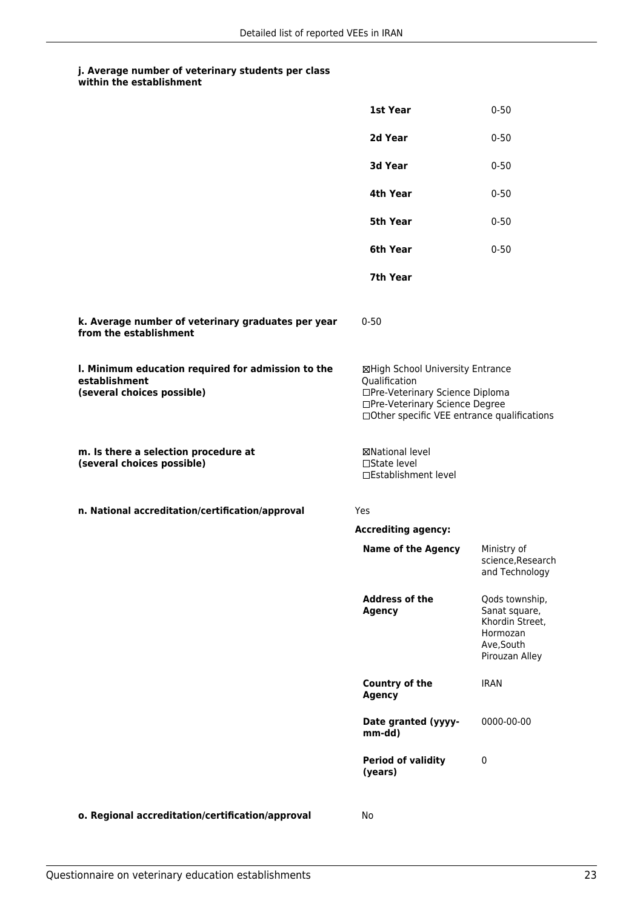**j. Average number of veterinary students per class within the establishment**

| | |
|---|---|
| **1st Year** | 0-50 |
| **2d Year** | 0-50 |
| **3d Year** | 0-50 |
| **4th Year** | 0-50 |
| **5th Year** | 0-50 |
| **6th Year** | 0-50 |
| **7th Year** | |

**k. Average number of veterinary graduates per year from the establishment**

0-50

**l. Minimum education required for admission to the establishment (several choices possible)**

☒High School University Entrance Qualification
☐Pre-Veterinary Science Diploma
☐Pre-Veterinary Science Degree
☐Other specific VEE entrance qualifications

**m. Is there a selection procedure at (several choices possible)**

☒National level
☐State level
☐Establishment level

**n. National accreditation/certification/approval**

Yes

**Accrediting agency:**

| | |
|---|---|
| **Name of the Agency** | Ministry of science,Research and Technology |
| **Address of the Agency** | Qods township, Sanat square, Khordin Street, Hormozan Ave,South Pirouzan Alley |
| **Country of the Agency** | IRAN |
| **Date granted (yyyy-mm-dd)** | 0000-00-00 |
| **Period of validity (years)** | 0 |

**o. Regional accreditation/certification/approval**

No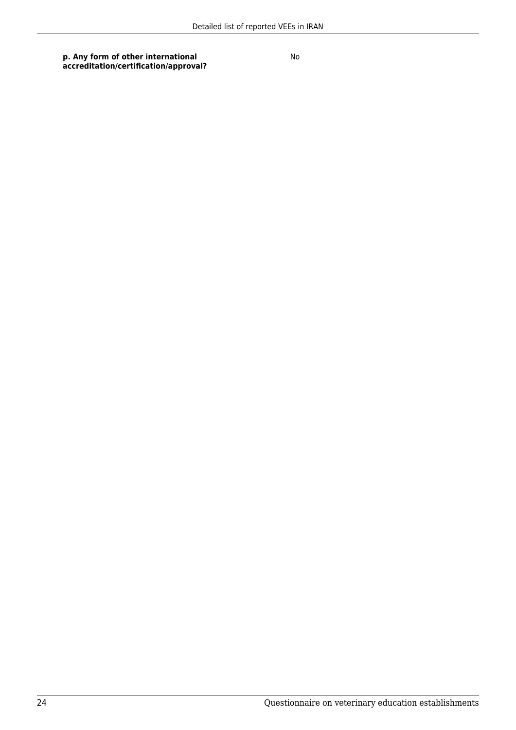| | |
|---|---|
| **p. Any form of other international accreditation/certification/approval?** | No |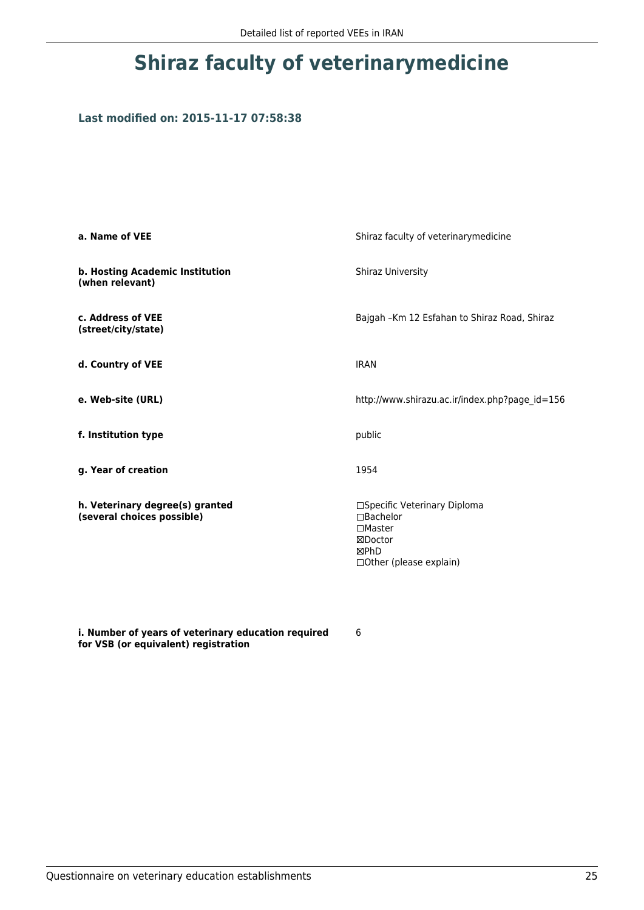# Shiraz faculty of veterinarymedicine

### Last modified on: 2015-11-17 07:58:38

| | |
|---|---|
| **a. Name of VEE** | Shiraz faculty of veterinarymedicine |
| **b. Hosting Academic Institution (when relevant)** | Shiraz University |
| **c. Address of VEE (street/city/state)** | Bajgah –Km 12 Esfahan to Shiraz Road, Shiraz |
| **d. Country of VEE** | IRAN |
| **e. Web-site (URL)** | http://www.shirazu.ac.ir/index.php?page_id=156 |
| **f. Institution type** | public |
| **g. Year of creation** | 1954 |
| **h. Veterinary degree(s) granted (several choices possible)** | ☐Specific Veterinary Diploma<br>☐Bachelor<br>☐Master<br>☒Doctor<br>☒PhD<br>☐Other (please explain) |
| **i. Number of years of veterinary education required for VSB (or equivalent) registration** | 6 |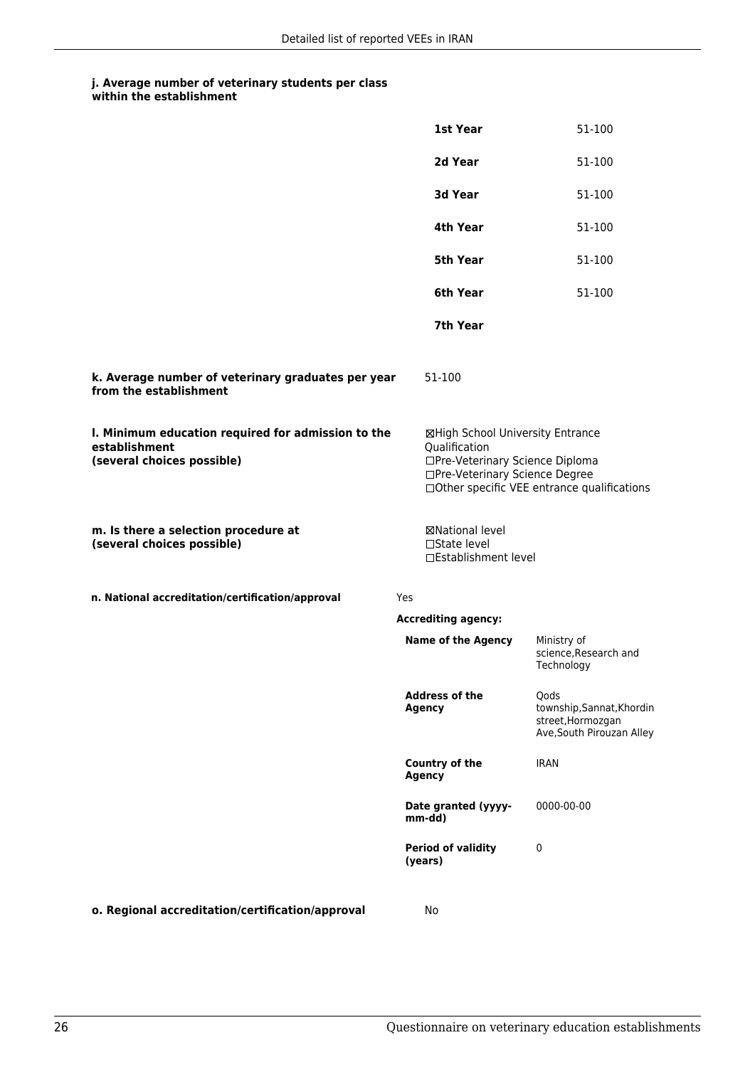**j. Average number of veterinary students per class within the establishment**

| | |
|---|---|
| **1st Year** | 51-100 |
| **2d Year** | 51-100 |
| **3d Year** | 51-100 |
| **4th Year** | 51-100 |
| **5th Year** | 51-100 |
| **6th Year** | 51-100 |
| **7th Year** | |

**k. Average number of veterinary graduates per year from the establishment**

51-100

**l. Minimum education required for admission to the establishment (several choices possible)**

☒High School University Entrance Qualification
☐Pre-Veterinary Science Diploma
☐Pre-Veterinary Science Degree
☐Other specific VEE entrance qualifications

**m. Is there a selection procedure at (several choices possible)**

☒National level
☐State level
☐Establishment level

**n. National accreditation/certification/approval**

Yes

**Accrediting agency:**

| | |
|---|---|
| **Name of the Agency** | Ministry of science,Research and Technology |
| **Address of the Agency** | Qods township,Sannat,Khordin street,Hormozgan Ave,South Pirouzan Alley |
| **Country of the Agency** | IRAN |
| **Date granted (yyyy-mm-dd)** | 0000-00-00 |
| **Period of validity (years)** | 0 |

**o. Regional accreditation/certification/approval**

No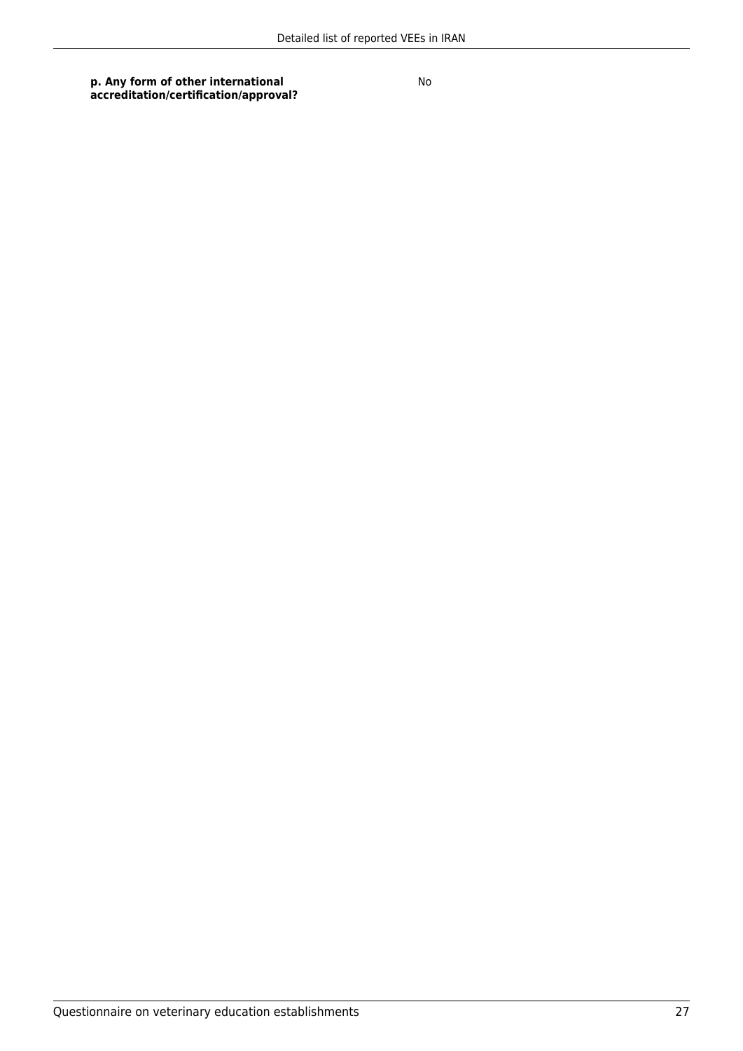| | |
|---|---|
| **p. Any form of other international accreditation/certification/approval?** | No |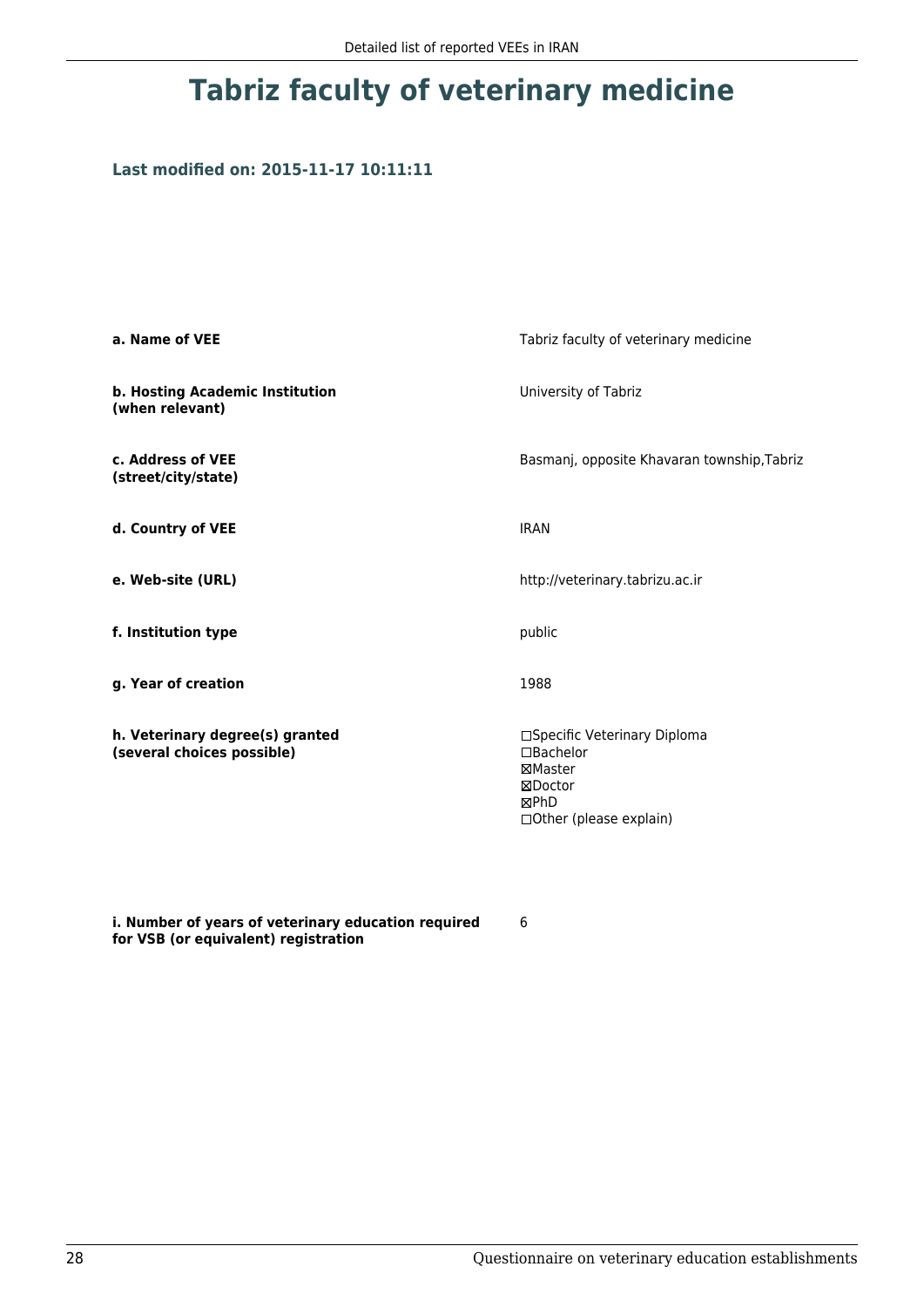# Tabriz faculty of veterinary medicine

**Last modified on: 2015-11-17 10:11:11**

| | |
|---|---|
| **a. Name of VEE** | Tabriz faculty of veterinary medicine |
| **b. Hosting Academic Institution (when relevant)** | University of Tabriz |
| **c. Address of VEE (street/city/state)** | Basmanj, opposite Khavaran township,Tabriz |
| **d. Country of VEE** | IRAN |
| **e. Web-site (URL)** | http://veterinary.tabrizu.ac.ir |
| **f. Institution type** | public |
| **g. Year of creation** | 1988 |
| **h. Veterinary degree(s) granted (several choices possible)** | ☐Specific Veterinary Diploma<br>☐Bachelor<br>☒Master<br>☒Doctor<br>☒PhD<br>☐Other (please explain) |
| **i. Number of years of veterinary education required for VSB (or equivalent) registration** | 6 |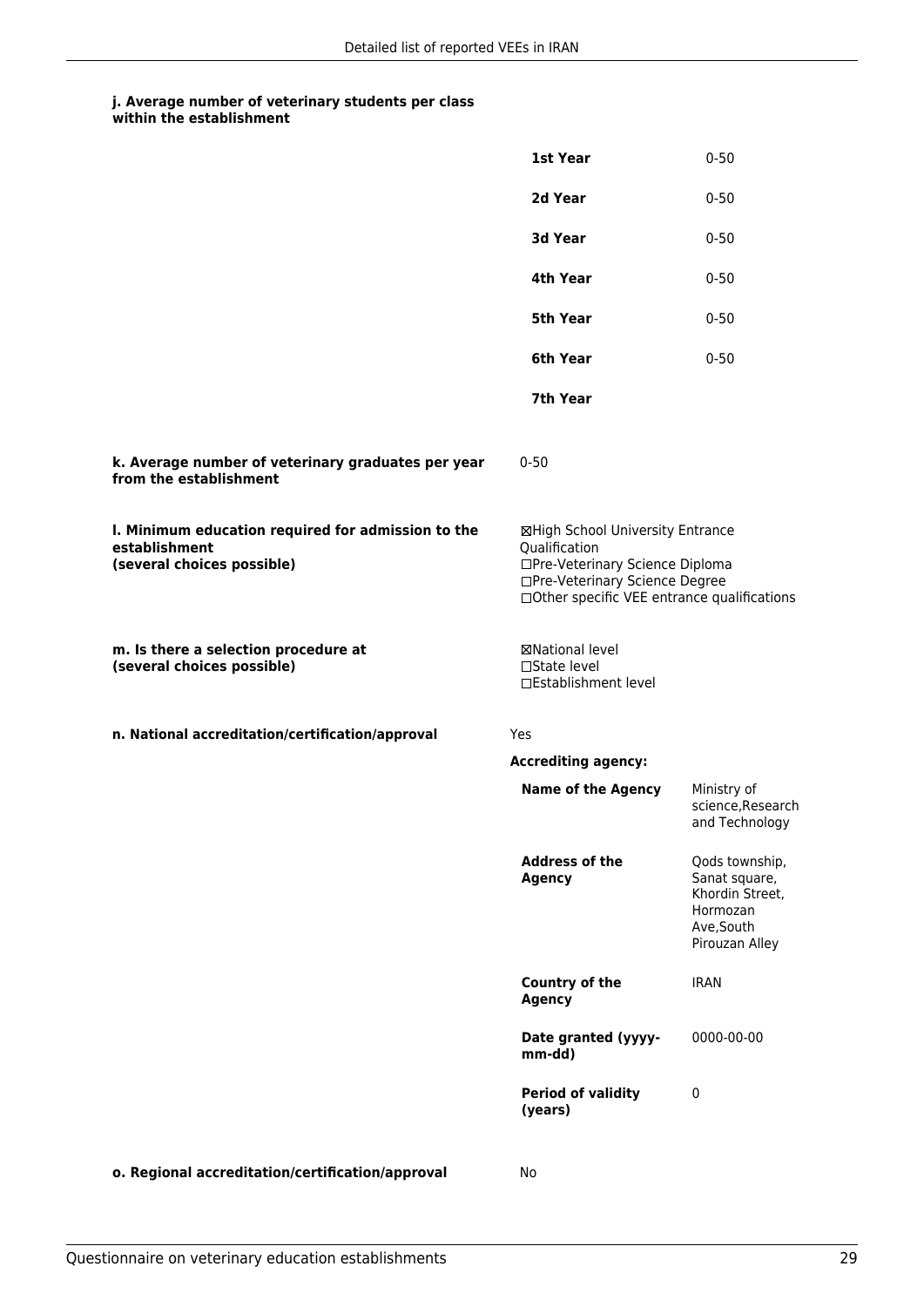**j. Average number of veterinary students per class within the establishment**

| | |
|---|---|
| **1st Year** | 0-50 |
| **2d Year** | 0-50 |
| **3d Year** | 0-50 |
| **4th Year** | 0-50 |
| **5th Year** | 0-50 |
| **6th Year** | 0-50 |
| **7th Year** | |

**k. Average number of veterinary graduates per year from the establishment**

0-50

**l. Minimum education required for admission to the establishment (several choices possible)**

☒High School University Entrance Qualification
☐Pre-Veterinary Science Diploma
☐Pre-Veterinary Science Degree
☐Other specific VEE entrance qualifications

**m. Is there a selection procedure at (several choices possible)**

☒National level
☐State level
☐Establishment level

**n. National accreditation/certification/approval**

Yes

**Accrediting agency:**

| | |
|---|---|
| **Name of the Agency** | Ministry of science,Research and Technology |
| **Address of the Agency** | Qods township, Sanat square, Khordin Street, Hormozan Ave,South Pirouzan Alley |
| **Country of the Agency** | IRAN |
| **Date granted (yyyy-mm-dd)** | 0000-00-00 |
| **Period of validity (years)** | 0 |

**o. Regional accreditation/certification/approval**

No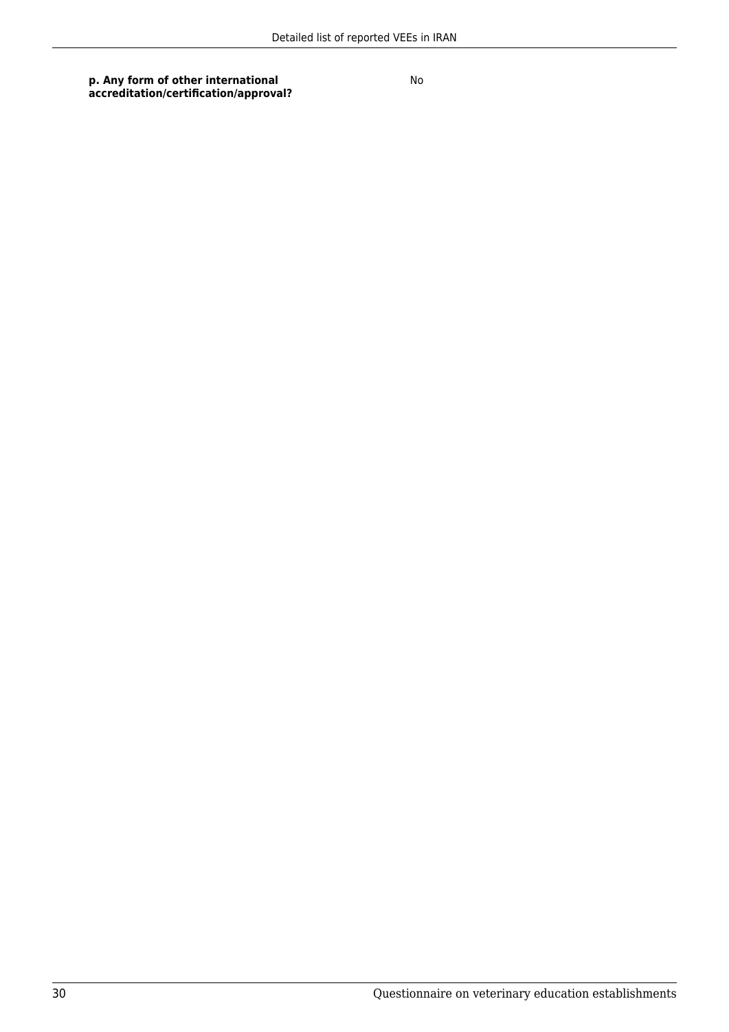| | |
|---|---|
| **p. Any form of other international accreditation/certification/approval?** | No |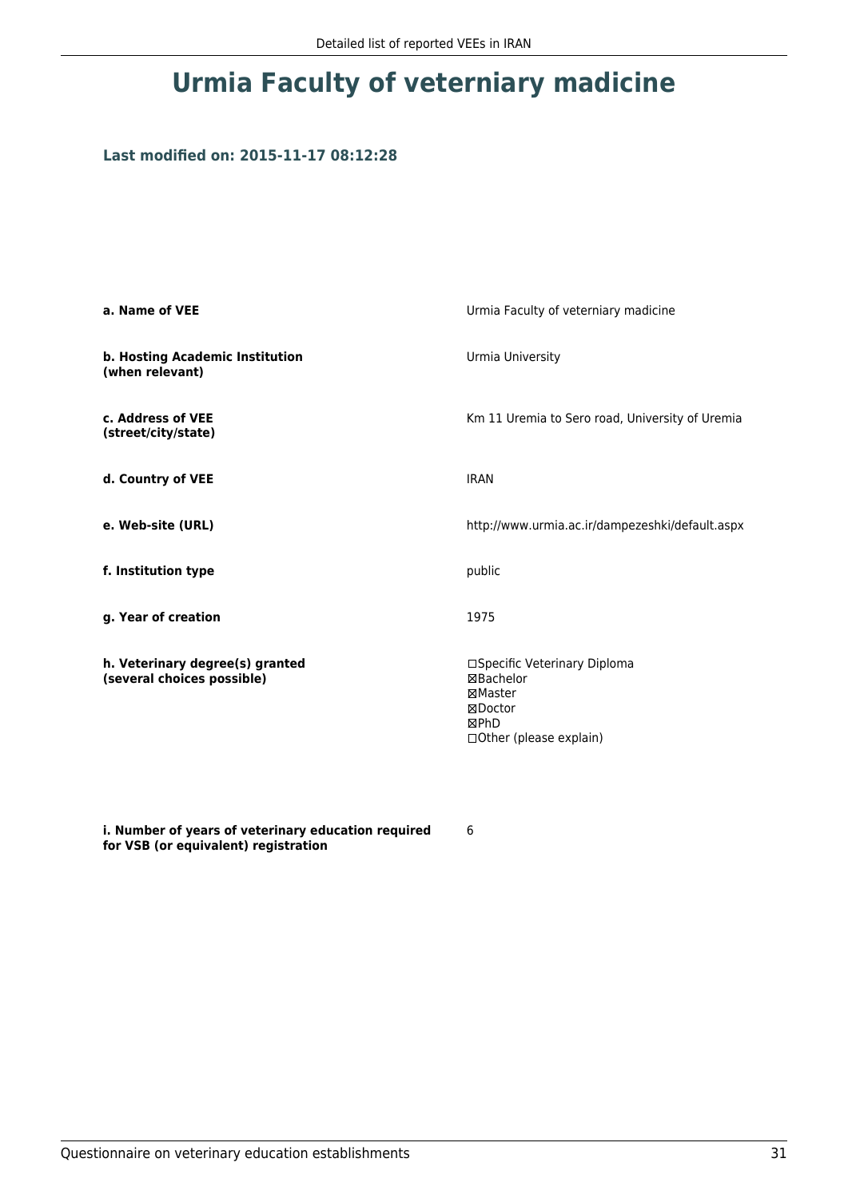# Urmia Faculty of veterniary madicine

### Last modified on: 2015-11-17 08:12:28

| | |
|---|---|
| **a. Name of VEE** | Urmia Faculty of veterniary madicine |
| **b. Hosting Academic Institution (when relevant)** | Urmia University |
| **c. Address of VEE (street/city/state)** | Km 11 Uremia to Sero road, University of Uremia |
| **d. Country of VEE** | IRAN |
| **e. Web-site (URL)** | http://www.urmia.ac.ir/dampezeshki/default.aspx |
| **f. Institution type** | public |
| **g. Year of creation** | 1975 |
| **h. Veterinary degree(s) granted (several choices possible)** | ☐Specific Veterinary Diploma<br>☒Bachelor<br>☒Master<br>☒Doctor<br>☒PhD<br>☐Other (please explain) |
| **i. Number of years of veterinary education required for VSB (or equivalent) registration** | 6 |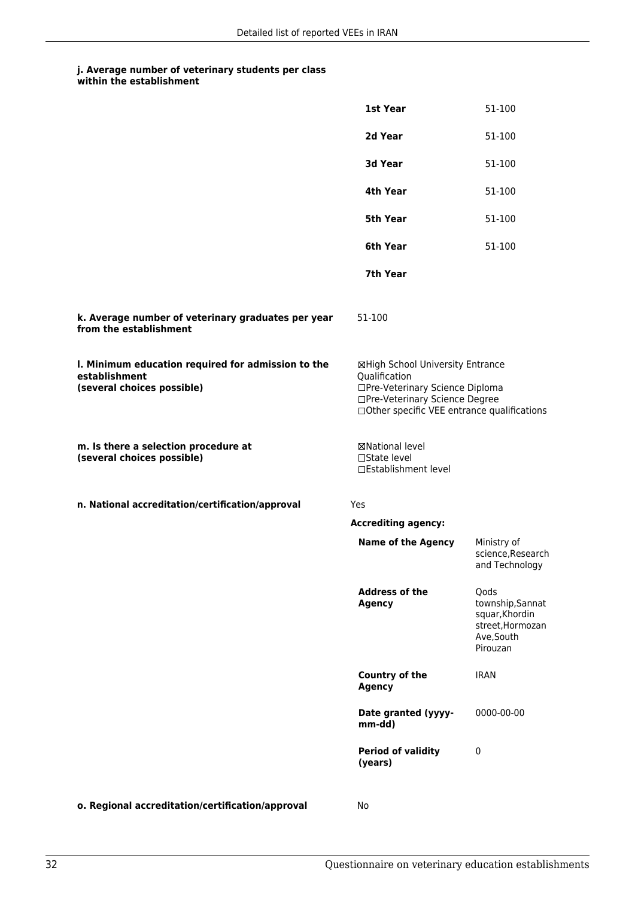**j. Average number of veterinary students per class within the establishment**

| | |
|---|---|
| **1st Year** | 51-100 |
| **2d Year** | 51-100 |
| **3d Year** | 51-100 |
| **4th Year** | 51-100 |
| **5th Year** | 51-100 |
| **6th Year** | 51-100 |
| **7th Year** | |

**k. Average number of veterinary graduates per year from the establishment**

51-100

**l. Minimum education required for admission to the establishment (several choices possible)**

☒High School University Entrance Qualification
☐Pre-Veterinary Science Diploma
☐Pre-Veterinary Science Degree
☐Other specific VEE entrance qualifications

**m. Is there a selection procedure at (several choices possible)**

☒National level
☐State level
☐Establishment level

**n. National accreditation/certification/approval**

Yes

**Accrediting agency:**

| | |
|---|---|
| **Name of the Agency** | Ministry of science,Research and Technology |
| **Address of the Agency** | Qods township,Sannat squar,Khordin street,Hormozan Ave,South Pirouzan |
| **Country of the Agency** | IRAN |
| **Date granted (yyyy-mm-dd)** | 0000-00-00 |
| **Period of validity (years)** | 0 |

**o. Regional accreditation/certification/approval**

No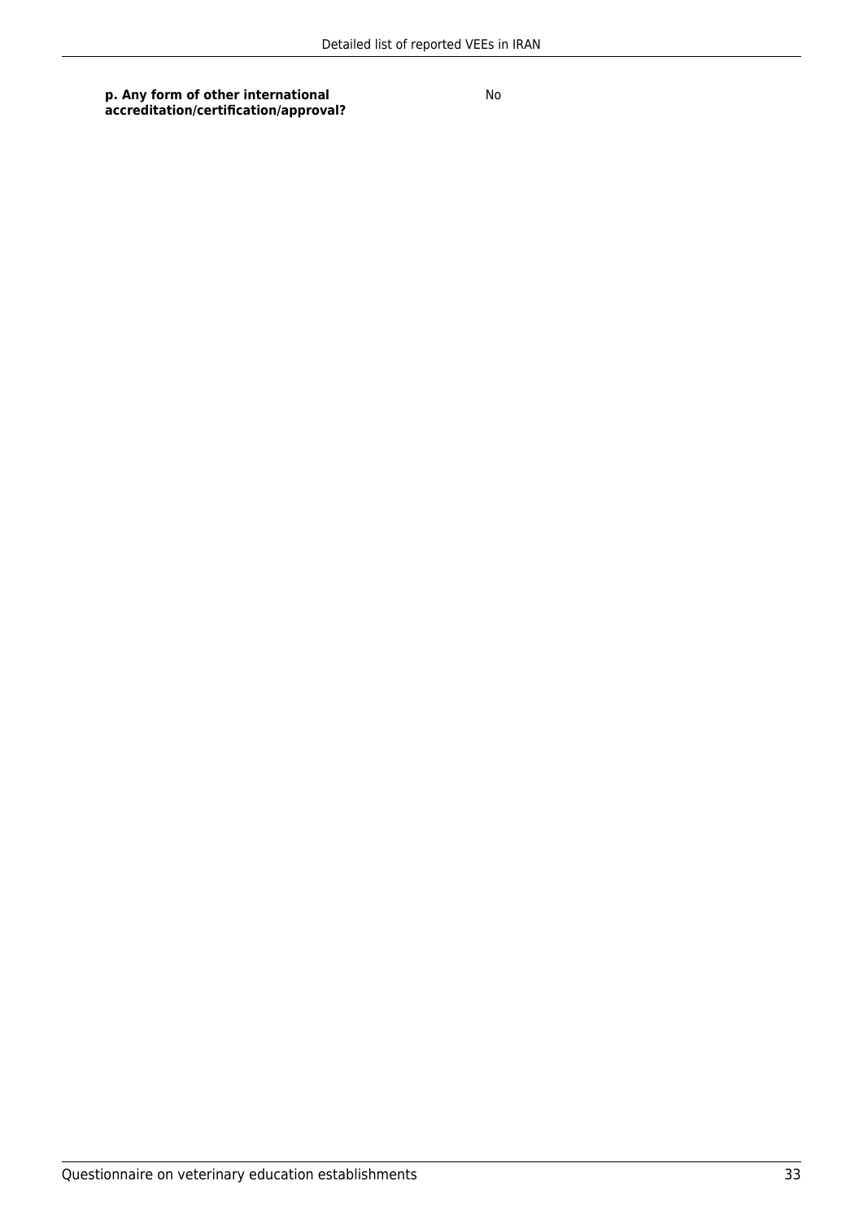| | |
|---|---|
| **p. Any form of other international accreditation/certification/approval?** | No |